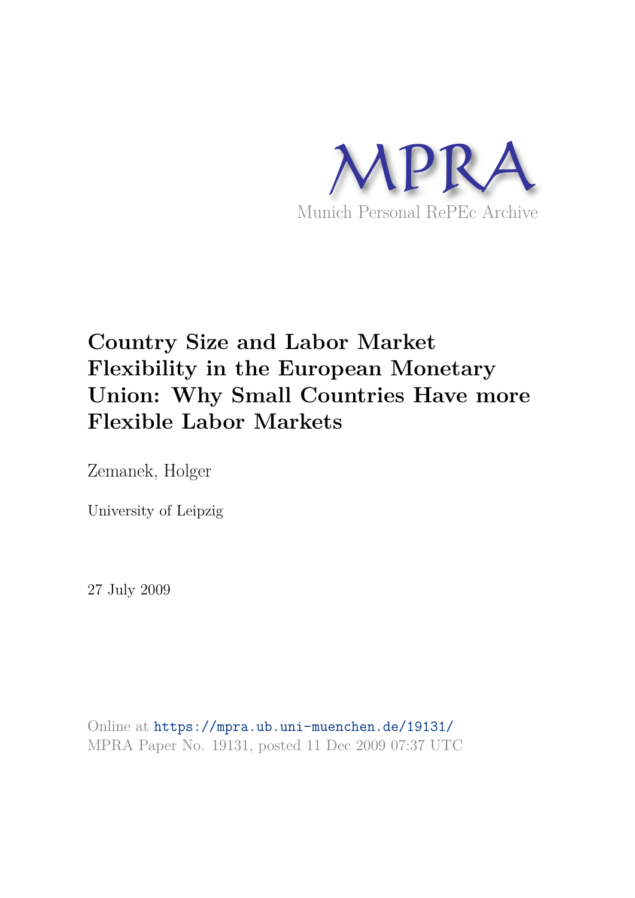Munich Personal RePEc Archive

# Country Size and Labor Market Flexibility in the European Monetary Union: Why Small Countries Have more Flexible Labor Markets

Zemanek, Holger

University of Leipzig

27 July 2009

Online at https://mpra.ub.uni-muenchen.de/19131/
MPRA Paper No. 19131, posted 11 Dec 2009 07:37 UTC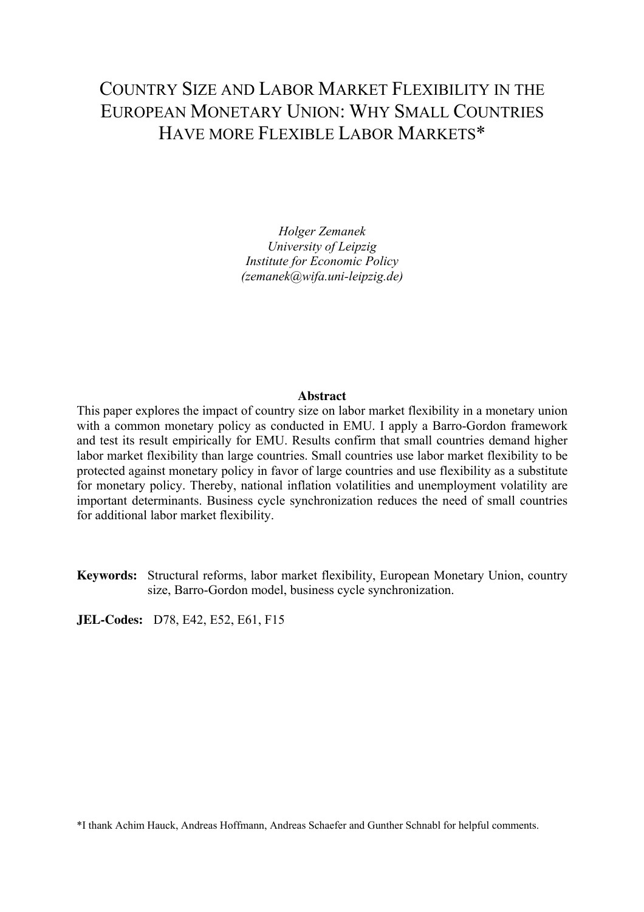# COUNTRY SIZE AND LABOR MARKET FLEXIBILITY IN THE EUROPEAN MONETARY UNION: WHY SMALL COUNTRIES HAVE MORE FLEXIBLE LABOR MARKETS*

*Holger Zemanek*
*University of Leipzig*
*Institute for Economic Policy*
*(zemanek@wifa.uni-leipzig.de)*

**Abstract**

This paper explores the impact of country size on labor market flexibility in a monetary union with a common monetary policy as conducted in EMU. I apply a Barro-Gordon framework and test its result empirically for EMU. Results confirm that small countries demand higher labor market flexibility than large countries. Small countries use labor market flexibility to be protected against monetary policy in favor of large countries and use flexibility as a substitute for monetary policy. Thereby, national inflation volatilities and unemployment volatility are important determinants. Business cycle synchronization reduces the need of small countries for additional labor market flexibility.

**Keywords:** Structural reforms, labor market flexibility, European Monetary Union, country size, Barro-Gordon model, business cycle synchronization.

**JEL-Codes:** D78, E42, E52, E61, F15

*I thank Achim Hauck, Andreas Hoffmann, Andreas Schaefer and Gunther Schnabl for helpful comments.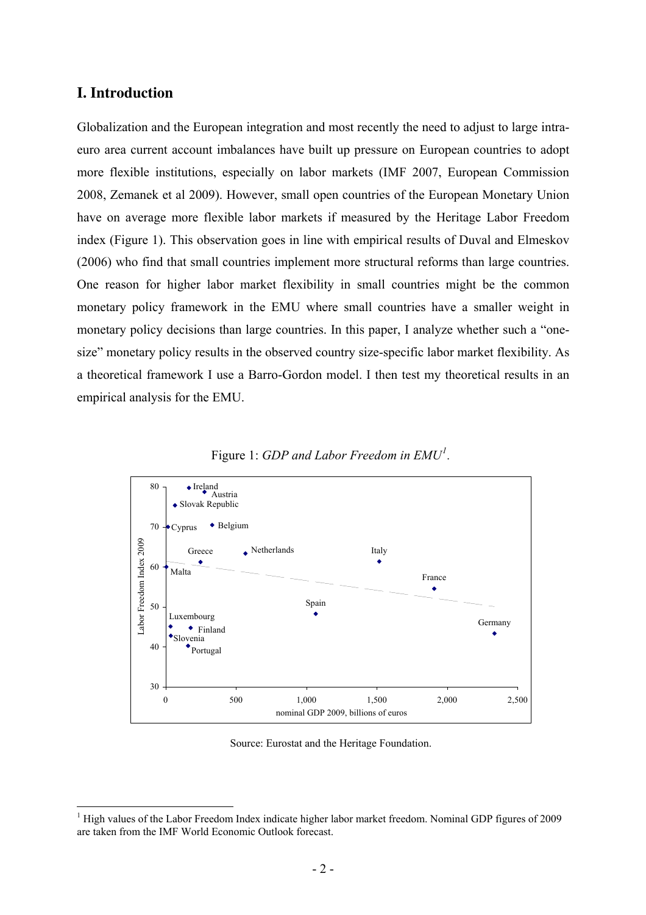## I. Introduction

Globalization and the European integration and most recently the need to adjust to large intra-euro area current account imbalances have built up pressure on European countries to adopt more flexible institutions, especially on labor markets (IMF 2007, European Commission 2008, Zemanek et al 2009). However, small open countries of the European Monetary Union have on average more flexible labor markets if measured by the Heritage Labor Freedom index (Figure 1). This observation goes in line with empirical results of Duval and Elmeskov (2006) who find that small countries implement more structural reforms than large countries. One reason for higher labor market flexibility in small countries might be the common monetary policy framework in the EMU where small countries have a smaller weight in monetary policy decisions than large countries. In this paper, I analyze whether such a "one-size" monetary policy results in the observed country size-specific labor market flexibility. As a theoretical framework I use a Barro-Gordon model. I then test my theoretical results in an empirical analysis for the EMU.

Figure 1: *GDP and Labor Freedom in EMU*[1].

Labor Freedom Index 2009
80
70
60
50
40
30
Ireland
Austria
Slovak Republic
Cyprus
Belgium
Greece
Netherlands
Italy
Malta
France
Spain
Luxembourg
Finland
Slovenia
Portugal
Germany
0
500
1,000
1,500
2,000
2,500
nominal GDP 2009, billions of euros

Source: Eurostat and the Heritage Foundation.

[1] High values of the Labor Freedom Index indicate higher labor market freedom. Nominal GDP figures of 2009 are taken from the IMF World Economic Outlook forecast.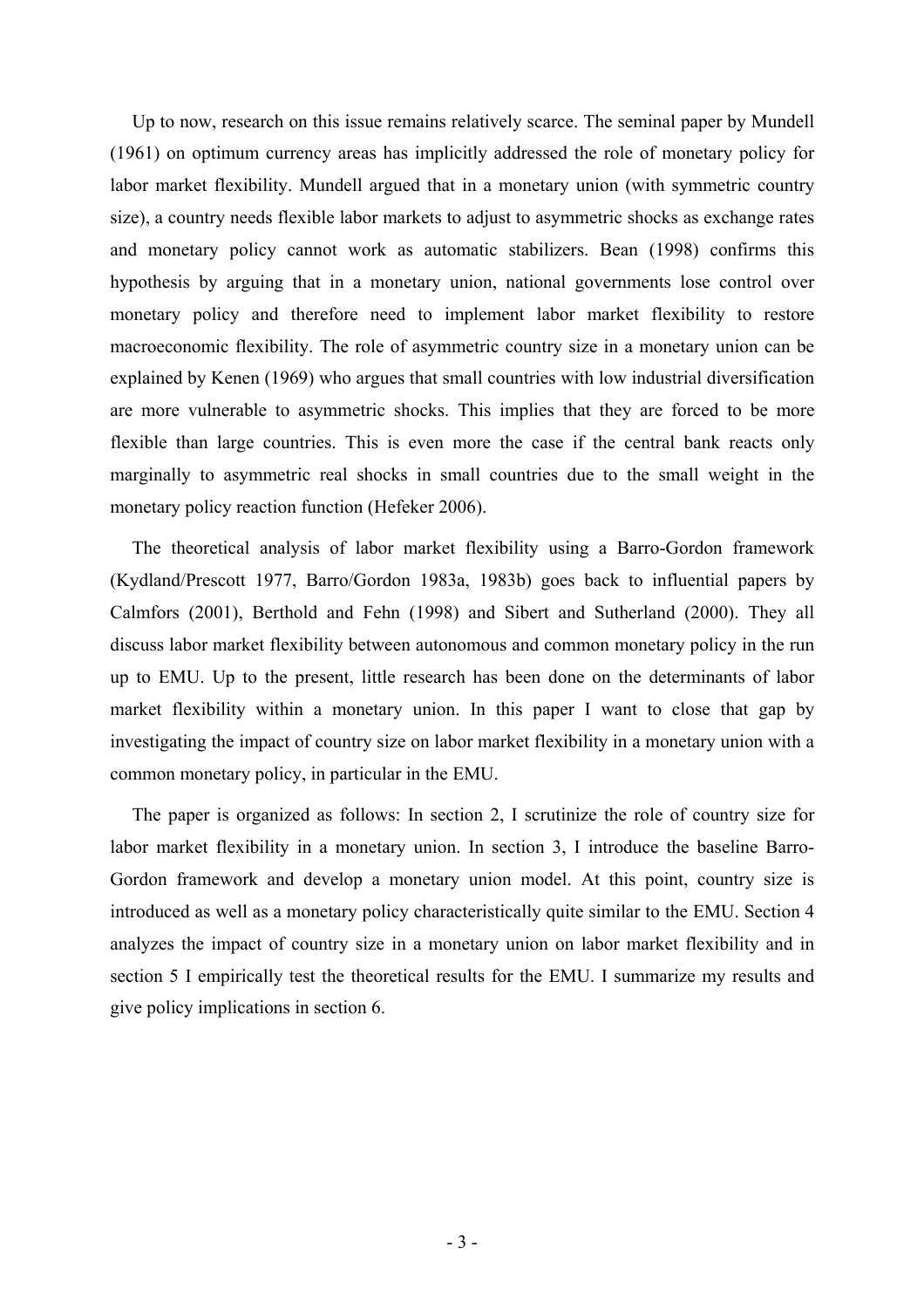Up to now, research on this issue remains relatively scarce. The seminal paper by Mundell (1961) on optimum currency areas has implicitly addressed the role of monetary policy for labor market flexibility. Mundell argued that in a monetary union (with symmetric country size), a country needs flexible labor markets to adjust to asymmetric shocks as exchange rates and monetary policy cannot work as automatic stabilizers. Bean (1998) confirms this hypothesis by arguing that in a monetary union, national governments lose control over monetary policy and therefore need to implement labor market flexibility to restore macroeconomic flexibility. The role of asymmetric country size in a monetary union can be explained by Kenen (1969) who argues that small countries with low industrial diversification are more vulnerable to asymmetric shocks. This implies that they are forced to be more flexible than large countries. This is even more the case if the central bank reacts only marginally to asymmetric real shocks in small countries due to the small weight in the monetary policy reaction function (Hefeker 2006).

The theoretical analysis of labor market flexibility using a Barro-Gordon framework (Kydland/Prescott 1977, Barro/Gordon 1983a, 1983b) goes back to influential papers by Calmfors (2001), Berthold and Fehn (1998) and Sibert and Sutherland (2000). They all discuss labor market flexibility between autonomous and common monetary policy in the run up to EMU. Up to the present, little research has been done on the determinants of labor market flexibility within a monetary union. In this paper I want to close that gap by investigating the impact of country size on labor market flexibility in a monetary union with a common monetary policy, in particular in the EMU.

The paper is organized as follows: In section 2, I scrutinize the role of country size for labor market flexibility in a monetary union. In section 3, I introduce the baseline Barro-Gordon framework and develop a monetary union model. At this point, country size is introduced as well as a monetary policy characteristically quite similar to the EMU. Section 4 analyzes the impact of country size in a monetary union on labor market flexibility and in section 5 I empirically test the theoretical results for the EMU. I summarize my results and give policy implications in section 6.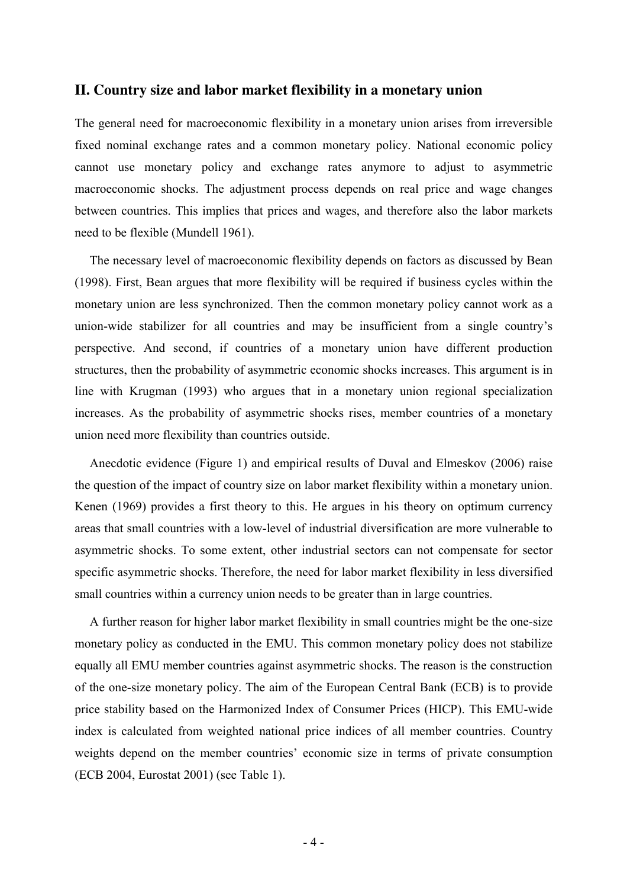## II. Country size and labor market flexibility in a monetary union

The general need for macroeconomic flexibility in a monetary union arises from irreversible fixed nominal exchange rates and a common monetary policy. National economic policy cannot use monetary policy and exchange rates anymore to adjust to asymmetric macroeconomic shocks. The adjustment process depends on real price and wage changes between countries. This implies that prices and wages, and therefore also the labor markets need to be flexible (Mundell 1961).

The necessary level of macroeconomic flexibility depends on factors as discussed by Bean (1998). First, Bean argues that more flexibility will be required if business cycles within the monetary union are less synchronized. Then the common monetary policy cannot work as a union-wide stabilizer for all countries and may be insufficient from a single country's perspective. And second, if countries of a monetary union have different production structures, then the probability of asymmetric economic shocks increases. This argument is in line with Krugman (1993) who argues that in a monetary union regional specialization increases. As the probability of asymmetric shocks rises, member countries of a monetary union need more flexibility than countries outside.

Anecdotic evidence (Figure 1) and empirical results of Duval and Elmeskov (2006) raise the question of the impact of country size on labor market flexibility within a monetary union. Kenen (1969) provides a first theory to this. He argues in his theory on optimum currency areas that small countries with a low-level of industrial diversification are more vulnerable to asymmetric shocks. To some extent, other industrial sectors can not compensate for sector specific asymmetric shocks. Therefore, the need for labor market flexibility in less diversified small countries within a currency union needs to be greater than in large countries.

A further reason for higher labor market flexibility in small countries might be the one-size monetary policy as conducted in the EMU. This common monetary policy does not stabilize equally all EMU member countries against asymmetric shocks. The reason is the construction of the one-size monetary policy. The aim of the European Central Bank (ECB) is to provide price stability based on the Harmonized Index of Consumer Prices (HICP). This EMU-wide index is calculated from weighted national price indices of all member countries. Country weights depend on the member countries' economic size in terms of private consumption (ECB 2004, Eurostat 2001) (see Table 1).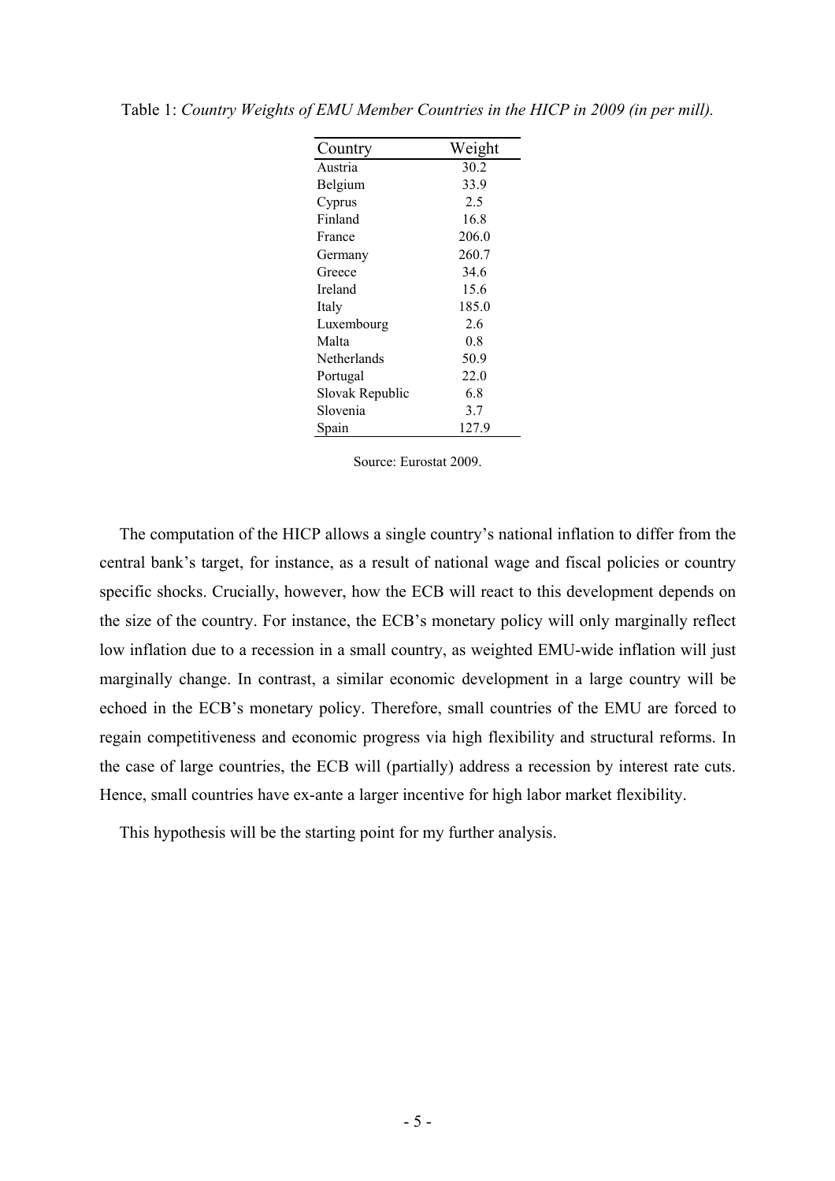Table 1: *Country Weights of EMU Member Countries in the HICP in 2009 (in per mill).*

| Country | Weight |
|---|---|
| Austria | 30.2 |
| Belgium | 33.9 |
| Cyprus | 2.5 |
| Finland | 16.8 |
| France | 206.0 |
| Germany | 260.7 |
| Greece | 34.6 |
| Ireland | 15.6 |
| Italy | 185.0 |
| Luxembourg | 2.6 |
| Malta | 0.8 |
| Netherlands | 50.9 |
| Portugal | 22.0 |
| Slovak Republic | 6.8 |
| Slovenia | 3.7 |
| Spain | 127.9 |

Source: Eurostat 2009.

The computation of the HICP allows a single country's national inflation to differ from the central bank's target, for instance, as a result of national wage and fiscal policies or country specific shocks. Crucially, however, how the ECB will react to this development depends on the size of the country. For instance, the ECB's monetary policy will only marginally reflect low inflation due to a recession in a small country, as weighted EMU-wide inflation will just marginally change. In contrast, a similar economic development in a large country will be echoed in the ECB's monetary policy. Therefore, small countries of the EMU are forced to regain competitiveness and economic progress via high flexibility and structural reforms. In the case of large countries, the ECB will (partially) address a recession by interest rate cuts. Hence, small countries have ex-ante a larger incentive for high labor market flexibility.

This hypothesis will be the starting point for my further analysis.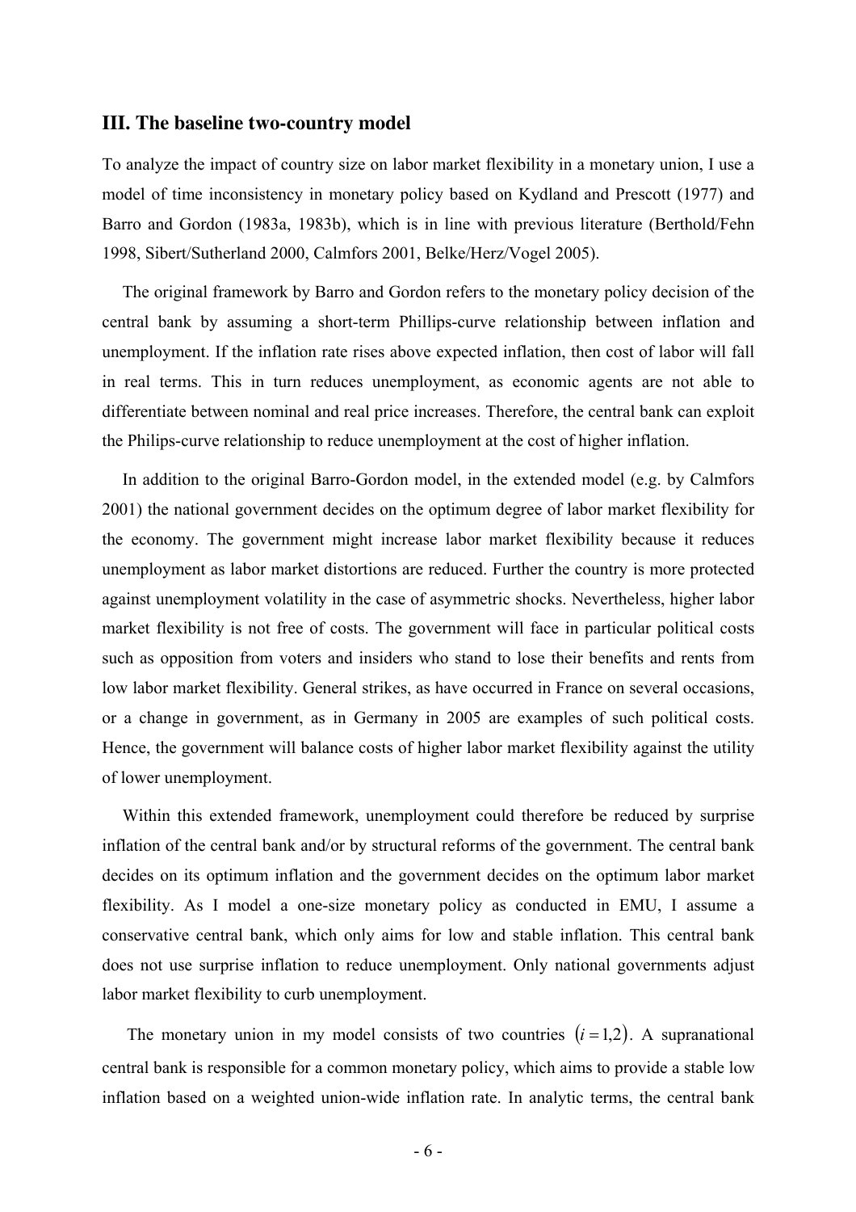## III. The baseline two-country model

To analyze the impact of country size on labor market flexibility in a monetary union, I use a model of time inconsistency in monetary policy based on Kydland and Prescott (1977) and Barro and Gordon (1983a, 1983b), which is in line with previous literature (Berthold/Fehn 1998, Sibert/Sutherland 2000, Calmfors 2001, Belke/Herz/Vogel 2005).

The original framework by Barro and Gordon refers to the monetary policy decision of the central bank by assuming a short-term Phillips-curve relationship between inflation and unemployment. If the inflation rate rises above expected inflation, then cost of labor will fall in real terms. This in turn reduces unemployment, as economic agents are not able to differentiate between nominal and real price increases. Therefore, the central bank can exploit the Philips-curve relationship to reduce unemployment at the cost of higher inflation.

In addition to the original Barro-Gordon model, in the extended model (e.g. by Calmfors 2001) the national government decides on the optimum degree of labor market flexibility for the economy. The government might increase labor market flexibility because it reduces unemployment as labor market distortions are reduced. Further the country is more protected against unemployment volatility in the case of asymmetric shocks. Nevertheless, higher labor market flexibility is not free of costs. The government will face in particular political costs such as opposition from voters and insiders who stand to lose their benefits and rents from low labor market flexibility. General strikes, as have occurred in France on several occasions, or a change in government, as in Germany in 2005 are examples of such political costs. Hence, the government will balance costs of higher labor market flexibility against the utility of lower unemployment.

Within this extended framework, unemployment could therefore be reduced by surprise inflation of the central bank and/or by structural reforms of the government. The central bank decides on its optimum inflation and the government decides on the optimum labor market flexibility. As I model a one-size monetary policy as conducted in EMU, I assume a conservative central bank, which only aims for low and stable inflation. This central bank does not use surprise inflation to reduce unemployment. Only national governments adjust labor market flexibility to curb unemployment.

The monetary union in my model consists of two countries $(i = 1,2)$. A supranational central bank is responsible for a common monetary policy, which aims to provide a stable low inflation based on a weighted union-wide inflation rate. In analytic terms, the central bank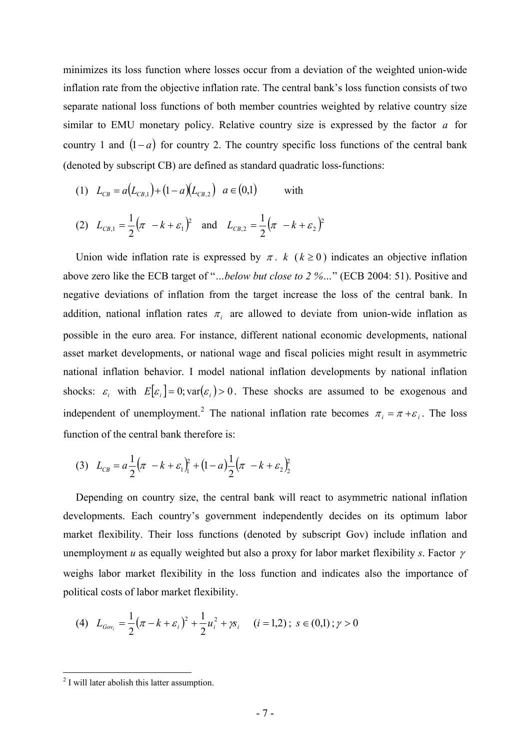minimizes its loss function where losses occur from a deviation of the weighted union-wide inflation rate from the objective inflation rate. The central bank's loss function consists of two separate national loss functions of both member countries weighted by relative country size similar to EMU monetary policy. Relative country size is expressed by the factor $a$ for country 1 and $(1-a)$ for country 2. The country specific loss functions of the central bank (denoted by subscript CB) are defined as standard quadratic loss-functions:

$$(1) \quad L_{CB} = a(L_{CB,1}) + (1-a)(L_{CB,2}) \quad a \in (0,1) \qquad \text{with}$$

$$(2) \quad L_{CB,1} = \frac{1}{2}(\pi - k + \varepsilon_1)^2 \quad \text{and} \quad L_{CB,2} = \frac{1}{2}(\pi - k + \varepsilon_2)^2$$

Union wide inflation rate is expressed by $\pi$. $k$ ($k \geq 0$) indicates an objective inflation above zero like the ECB target of "*...below but close to 2 %...*" (ECB 2004: 51). Positive and negative deviations of inflation from the target increase the loss of the central bank. In addition, national inflation rates $\pi_i$ are allowed to deviate from union-wide inflation as possible in the euro area. For instance, different national economic developments, national asset market developments, or national wage and fiscal policies might result in asymmetric national inflation behavior. I model national inflation developments by national inflation shocks: $\varepsilon_i$ with $E[\varepsilon_i] = 0; \text{var}(\varepsilon_i) > 0$. These shocks are assumed to be exogenous and independent of unemployment.[2] The national inflation rate becomes $\pi_i = \pi + \varepsilon_i$. The loss function of the central bank therefore is:

$$(3) \quad L_{CB} = a\frac{1}{2}(\pi - k + \varepsilon_1)_1^2 + (1-a)\frac{1}{2}(\pi - k + \varepsilon_2)_2^2$$

Depending on country size, the central bank will react to asymmetric national inflation developments. Each country's government independently decides on its optimum labor market flexibility. Their loss functions (denoted by subscript Gov) include inflation and unemployment *u* as equally weighted but also a proxy for labor market flexibility *s*. Factor $\gamma$ weighs labor market flexibility in the loss function and indicates also the importance of political costs of labor market flexibility.

$$(4) \quad L_{Gov_i} = \frac{1}{2}(\pi - k + \varepsilon_i)^2 + \frac{1}{2}u_i^2 + \gamma s_i \quad (i = 1,2)\,;\; s \in (0,1)\,;\; \gamma > 0$$

[2] I will later abolish this latter assumption.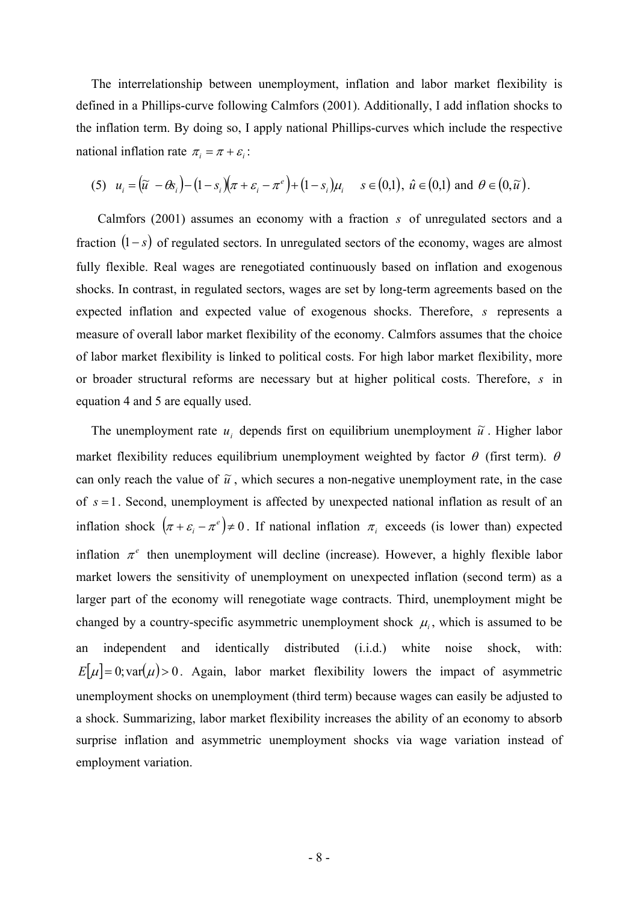The interrelationship between unemployment, inflation and labor market flexibility is defined in a Phillips-curve following Calmfors (2001). Additionally, I add inflation shocks to the inflation term. By doing so, I apply national Phillips-curves which include the respective national inflation rate $\pi_i = \pi + \varepsilon_i$:

$$(5) \quad u_i = (\tilde{u} - \theta s_i) - (1 - s_i)(\pi + \varepsilon_i - \pi^e) + (1 - s_i)\mu_i \qquad s \in (0,1),\ \hat{u} \in (0,1) \text{ and } \theta \in (0, \tilde{u}).$$

Calmfors (2001) assumes an economy with a fraction $s$ of unregulated sectors and a fraction $(1-s)$ of regulated sectors. In unregulated sectors of the economy, wages are almost fully flexible. Real wages are renegotiated continuously based on inflation and exogenous shocks. In contrast, in regulated sectors, wages are set by long-term agreements based on the expected inflation and expected value of exogenous shocks. Therefore, $s$ represents a measure of overall labor market flexibility of the economy. Calmfors assumes that the choice of labor market flexibility is linked to political costs. For high labor market flexibility, more or broader structural reforms are necessary but at higher political costs. Therefore, $s$ in equation 4 and 5 are equally used.

The unemployment rate $u_i$ depends first on equilibrium unemployment $\tilde{u}$. Higher labor market flexibility reduces equilibrium unemployment weighted by factor $\theta$ (first term). $\theta$ can only reach the value of $\tilde{u}$, which secures a non-negative unemployment rate, in the case of $s = 1$. Second, unemployment is affected by unexpected national inflation as result of an inflation shock $(\pi + \varepsilon_i - \pi^e) \neq 0$. If national inflation $\pi_i$ exceeds (is lower than) expected inflation $\pi^e$ then unemployment will decline (increase). However, a highly flexible labor market lowers the sensitivity of unemployment on unexpected inflation (second term) as a larger part of the economy will renegotiate wage contracts. Third, unemployment might be changed by a country-specific asymmetric unemployment shock $\mu_i$, which is assumed to be an independent and identically distributed (i.i.d.) white noise shock, with: $E[\mu] = 0; \text{var}(\mu) > 0$. Again, labor market flexibility lowers the impact of asymmetric unemployment shocks on unemployment (third term) because wages can easily be adjusted to a shock. Summarizing, labor market flexibility increases the ability of an economy to absorb surprise inflation and asymmetric unemployment shocks via wage variation instead of employment variation.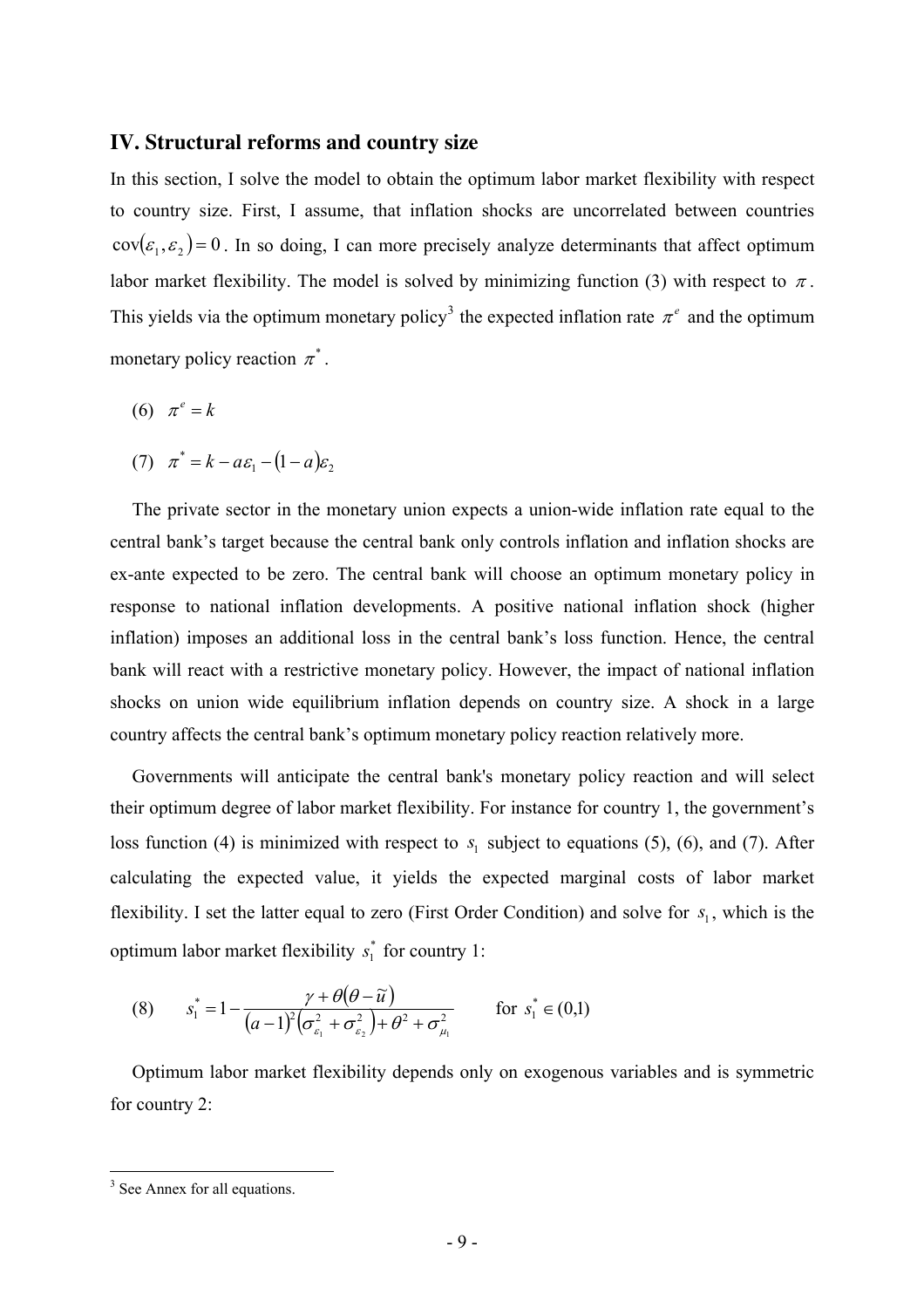## IV. Structural reforms and country size

In this section, I solve the model to obtain the optimum labor market flexibility with respect to country size. First, I assume, that inflation shocks are uncorrelated between countries $\text{cov}(\varepsilon_1, \varepsilon_2) = 0$. In so doing, I can more precisely analyze determinants that affect optimum labor market flexibility. The model is solved by minimizing function (3) with respect to $\pi$. This yields via the optimum monetary policy[3] the expected inflation rate $\pi^e$ and the optimum monetary policy reaction $\pi^*$.

$$\text{(6)} \quad \pi^e = k$$

$$\text{(7)} \quad \pi^* = k - a\varepsilon_1 - (1-a)\varepsilon_2$$

The private sector in the monetary union expects a union-wide inflation rate equal to the central bank's target because the central bank only controls inflation and inflation shocks are ex-ante expected to be zero. The central bank will choose an optimum monetary policy in response to national inflation developments. A positive national inflation shock (higher inflation) imposes an additional loss in the central bank's loss function. Hence, the central bank will react with a restrictive monetary policy. However, the impact of national inflation shocks on union wide equilibrium inflation depends on country size. A shock in a large country affects the central bank's optimum monetary policy reaction relatively more.

Governments will anticipate the central bank's monetary policy reaction and will select their optimum degree of labor market flexibility. For instance for country 1, the government's loss function (4) is minimized with respect to $s_1$ subject to equations (5), (6), and (7). After calculating the expected value, it yields the expected marginal costs of labor market flexibility. I set the latter equal to zero (First Order Condition) and solve for $s_1$, which is the optimum labor market flexibility $s_1^*$ for country 1:

$$\text{(8)} \qquad s_1^* = 1 - \frac{\gamma + \theta(\theta - \tilde{u})}{(a-1)^2(\sigma_{\varepsilon_1}^2 + \sigma_{\varepsilon_2}^2) + \theta^2 + \sigma_{\mu_1}^2} \qquad \text{for } s_1^* \in (0,1)$$

Optimum labor market flexibility depends only on exogenous variables and is symmetric for country 2:

[3] See Annex for all equations.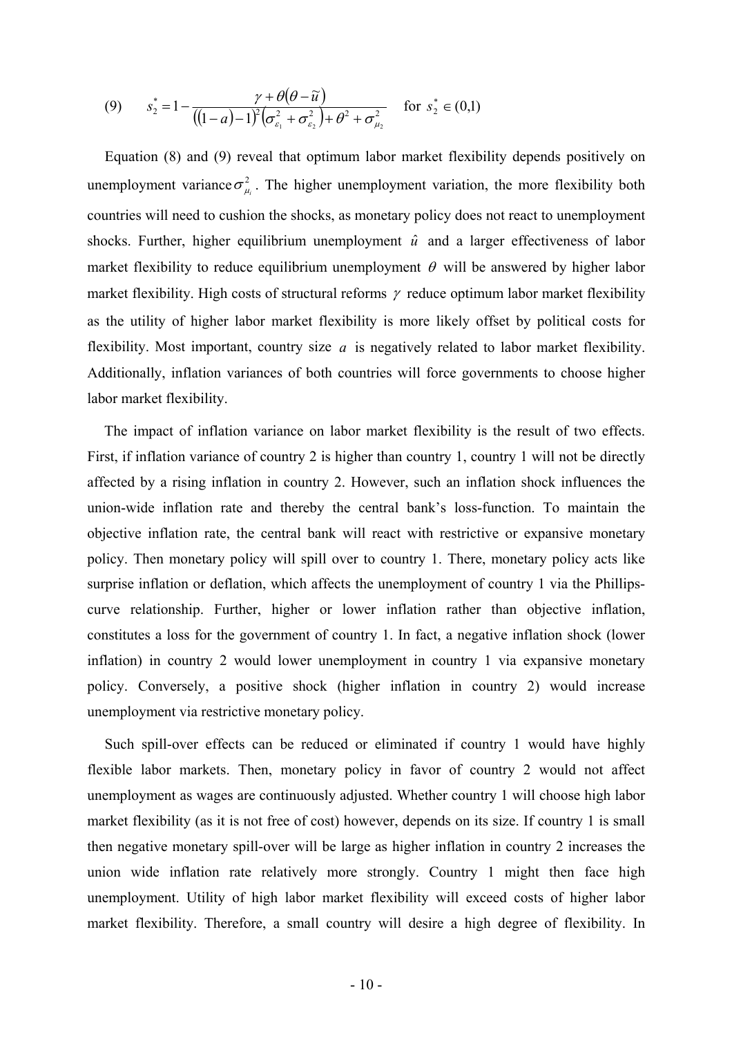$$(9) \qquad s_2^* = 1 - \frac{\gamma + \theta(\theta - \tilde{u})}{((1-a)-1)^2(\sigma_{\varepsilon_1}^2 + \sigma_{\varepsilon_2}^2) + \theta^2 + \sigma_{\mu_2}^2} \quad \text{for } s_2^* \in (0,1)$$

Equation (8) and (9) reveal that optimum labor market flexibility depends positively on unemployment variance $\sigma_{\mu_i}^2$. The higher unemployment variation, the more flexibility both countries will need to cushion the shocks, as monetary policy does not react to unemployment shocks. Further, higher equilibrium unemployment $\hat{u}$ and a larger effectiveness of labor market flexibility to reduce equilibrium unemployment $\theta$ will be answered by higher labor market flexibility. High costs of structural reforms $\gamma$ reduce optimum labor market flexibility as the utility of higher labor market flexibility is more likely offset by political costs for flexibility. Most important, country size $a$ is negatively related to labor market flexibility. Additionally, inflation variances of both countries will force governments to choose higher labor market flexibility.

The impact of inflation variance on labor market flexibility is the result of two effects. First, if inflation variance of country 2 is higher than country 1, country 1 will not be directly affected by a rising inflation in country 2. However, such an inflation shock influences the union-wide inflation rate and thereby the central bank's loss-function. To maintain the objective inflation rate, the central bank will react with restrictive or expansive monetary policy. Then monetary policy will spill over to country 1. There, monetary policy acts like surprise inflation or deflation, which affects the unemployment of country 1 via the Phillips-curve relationship. Further, higher or lower inflation rather than objective inflation, constitutes a loss for the government of country 1. In fact, a negative inflation shock (lower inflation) in country 2 would lower unemployment in country 1 via expansive monetary policy. Conversely, a positive shock (higher inflation in country 2) would increase unemployment via restrictive monetary policy.

Such spill-over effects can be reduced or eliminated if country 1 would have highly flexible labor markets. Then, monetary policy in favor of country 2 would not affect unemployment as wages are continuously adjusted. Whether country 1 will choose high labor market flexibility (as it is not free of cost) however, depends on its size. If country 1 is small then negative monetary spill-over will be large as higher inflation in country 2 increases the union wide inflation rate relatively more strongly. Country 1 might then face high unemployment. Utility of high labor market flexibility will exceed costs of higher labor market flexibility. Therefore, a small country will desire a high degree of flexibility. In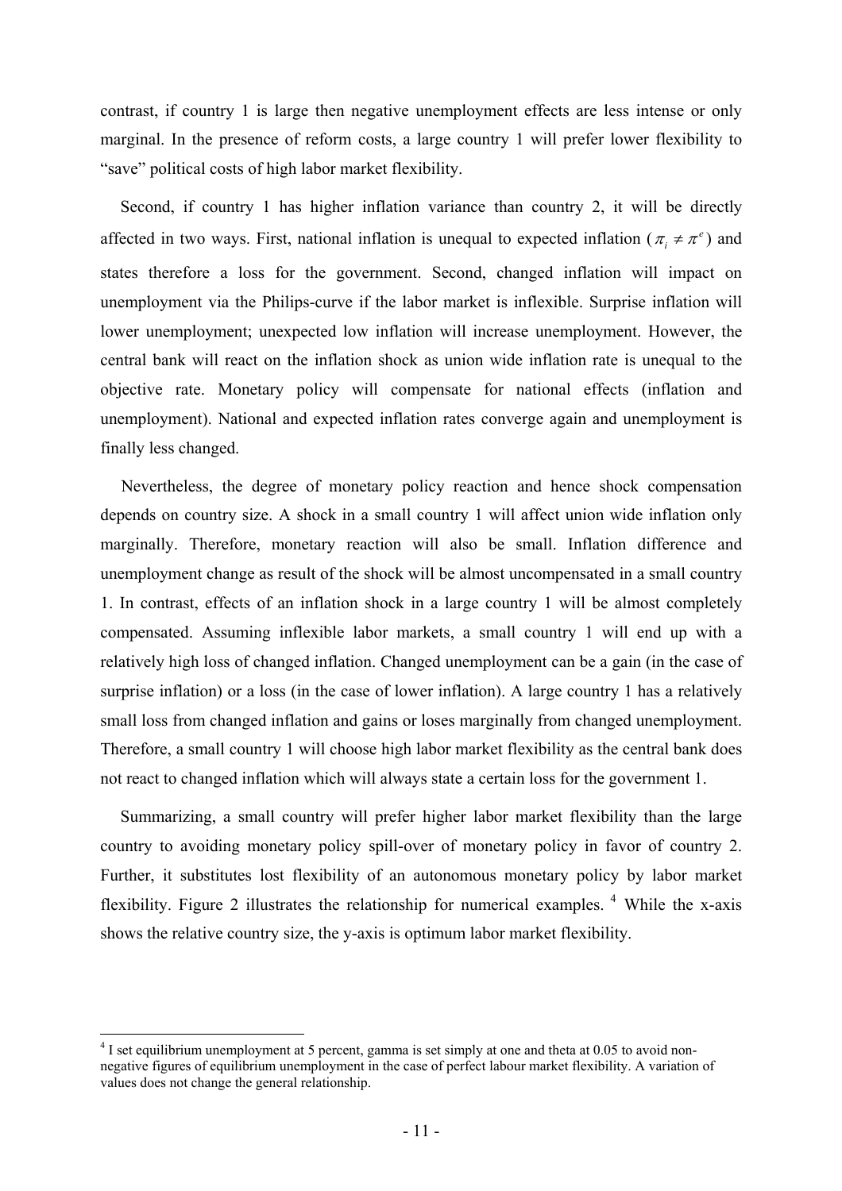contrast, if country 1 is large then negative unemployment effects are less intense or only marginal. In the presence of reform costs, a large country 1 will prefer lower flexibility to "save" political costs of high labor market flexibility.

Second, if country 1 has higher inflation variance than country 2, it will be directly affected in two ways. First, national inflation is unequal to expected inflation ($\pi_i \neq \pi^e$) and states therefore a loss for the government. Second, changed inflation will impact on unemployment via the Philips-curve if the labor market is inflexible. Surprise inflation will lower unemployment; unexpected low inflation will increase unemployment. However, the central bank will react on the inflation shock as union wide inflation rate is unequal to the objective rate. Monetary policy will compensate for national effects (inflation and unemployment). National and expected inflation rates converge again and unemployment is finally less changed.

Nevertheless, the degree of monetary policy reaction and hence shock compensation depends on country size. A shock in a small country 1 will affect union wide inflation only marginally. Therefore, monetary reaction will also be small. Inflation difference and unemployment change as result of the shock will be almost uncompensated in a small country 1. In contrast, effects of an inflation shock in a large country 1 will be almost completely compensated. Assuming inflexible labor markets, a small country 1 will end up with a relatively high loss of changed inflation. Changed unemployment can be a gain (in the case of surprise inflation) or a loss (in the case of lower inflation). A large country 1 has a relatively small loss from changed inflation and gains or loses marginally from changed unemployment. Therefore, a small country 1 will choose high labor market flexibility as the central bank does not react to changed inflation which will always state a certain loss for the government 1.

Summarizing, a small country will prefer higher labor market flexibility than the large country to avoiding monetary policy spill-over of monetary policy in favor of country 2. Further, it substitutes lost flexibility of an autonomous monetary policy by labor market flexibility. Figure 2 illustrates the relationship for numerical examples. [4] While the x-axis shows the relative country size, the y-axis is optimum labor market flexibility.

[4] I set equilibrium unemployment at 5 percent, gamma is set simply at one and theta at 0.05 to avoid non-negative figures of equilibrium unemployment in the case of perfect labour market flexibility. A variation of values does not change the general relationship.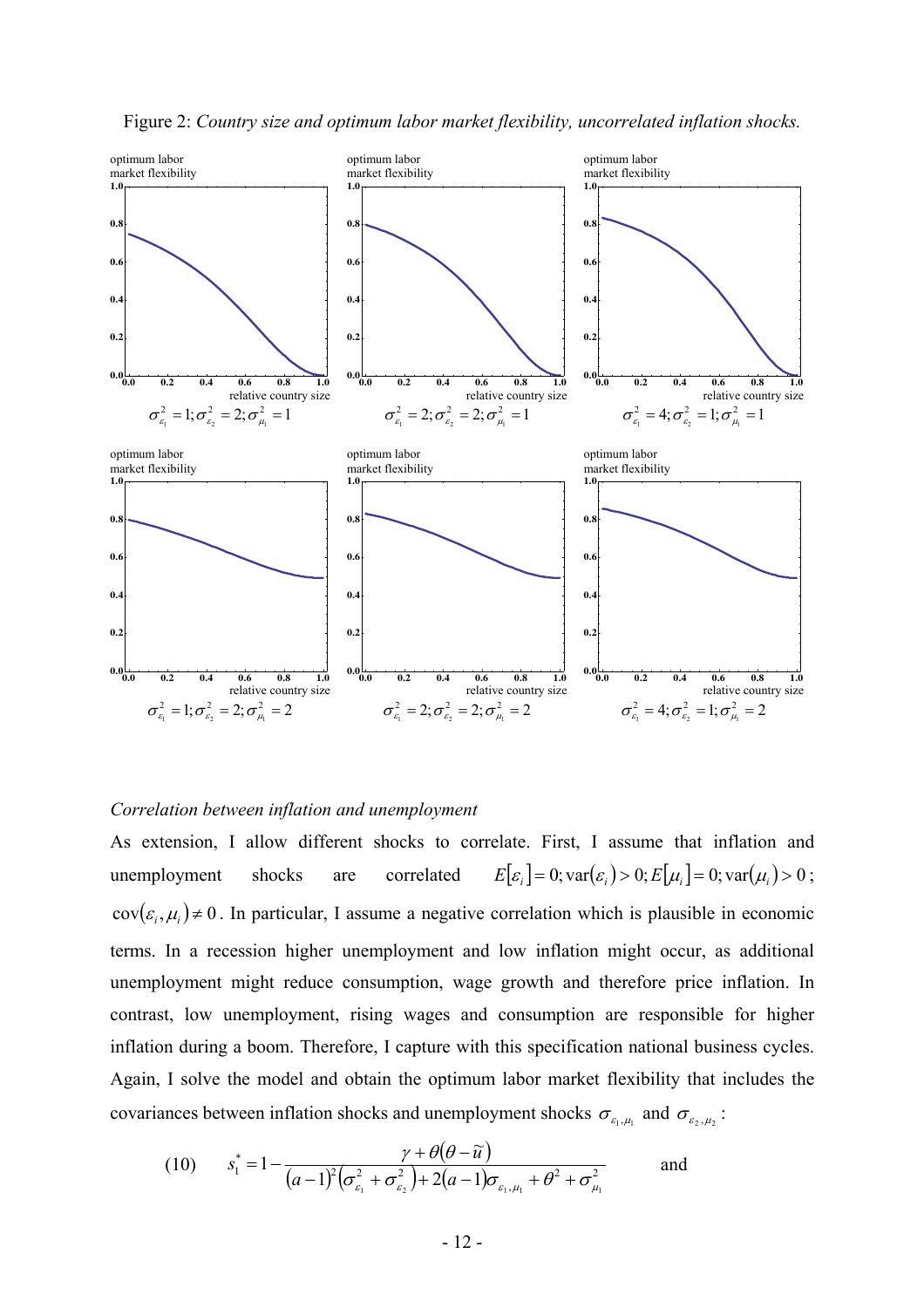Figure 2: *Country size and optimum labor market flexibility, uncorrelated inflation shocks.*

optimum labor market flexibility
1.0
0.8
0.6
0.4
0.2
0.0
0.0 0.2 0.4 0.6 0.8 1.0
relative country size
$\sigma_{\varepsilon_1}^2 = 1; \sigma_{\varepsilon_2}^2 = 2; \sigma_{\mu_1}^2 = 1$

optimum labor market flexibility
1.0
0.8
0.6
0.4
0.2
0.0
0.0 0.2 0.4 0.6 0.8 1.0
relative country size
$\sigma_{\varepsilon_1}^2 = 2; \sigma_{\varepsilon_2}^2 = 2; \sigma_{\mu_1}^2 = 1$

optimum labor market flexibility
1.0
0.8
0.6
0.4
0.2
0.0
0.0 0.2 0.4 0.6 0.8 1.0
relative country size
$\sigma_{\varepsilon_1}^2 = 4; \sigma_{\varepsilon_2}^2 = 1; \sigma_{\mu_1}^2 = 1$

optimum labor market flexibility
1.0
0.8
0.6
0.4
0.2
0.0
0.0 0.2 0.4 0.6 0.8 1.0
relative country size
$\sigma_{\varepsilon_1}^2 = 1; \sigma_{\varepsilon_2}^2 = 2; \sigma_{\mu_1}^2 = 2$

optimum labor market flexibility
1.0
0.8
0.6
0.4
0.2
0.0
0.0 0.2 0.4 0.6 0.8 1.0
relative country size
$\sigma_{\varepsilon_1}^2 = 2; \sigma_{\varepsilon_2}^2 = 2; \sigma_{\mu_1}^2 = 2$

optimum labor market flexibility
1.0
0.8
0.6
0.4
0.2
0.0
0.0 0.2 0.4 0.6 0.8 1.0
relative country size
$\sigma_{\varepsilon_1}^2 = 4; \sigma_{\varepsilon_2}^2 = 1; \sigma_{\mu_1}^2 = 2$

*Correlation between inflation and unemployment*

As extension, I allow different shocks to correlate. First, I assume that inflation and unemployment shocks are correlated $E[\varepsilon_i] = 0; \mathrm{var}(\varepsilon_i) > 0; E[\mu_i] = 0; \mathrm{var}(\mu_i) > 0$; $\mathrm{cov}(\varepsilon_i, \mu_i) \neq 0$. In particular, I assume a negative correlation which is plausible in economic terms. In a recession higher unemployment and low inflation might occur, as additional unemployment might reduce consumption, wage growth and therefore price inflation. In contrast, low unemployment, rising wages and consumption are responsible for higher inflation during a boom. Therefore, I capture with this specification national business cycles. Again, I solve the model and obtain the optimum labor market flexibility that includes the covariances between inflation shocks and unemployment shocks $\sigma_{\varepsilon_1,\mu_1}$ and $\sigma_{\varepsilon_2,\mu_2}$:

$$(10) \qquad s_1^* = 1 - \frac{\gamma + \theta(\theta - \tilde{u})}{(a-1)^2(\sigma_{\varepsilon_1}^2 + \sigma_{\varepsilon_2}^2) + 2(a-1)\sigma_{\varepsilon_1,\mu_1} + \theta^2 + \sigma_{\mu_1}^2} \qquad \text{and}$$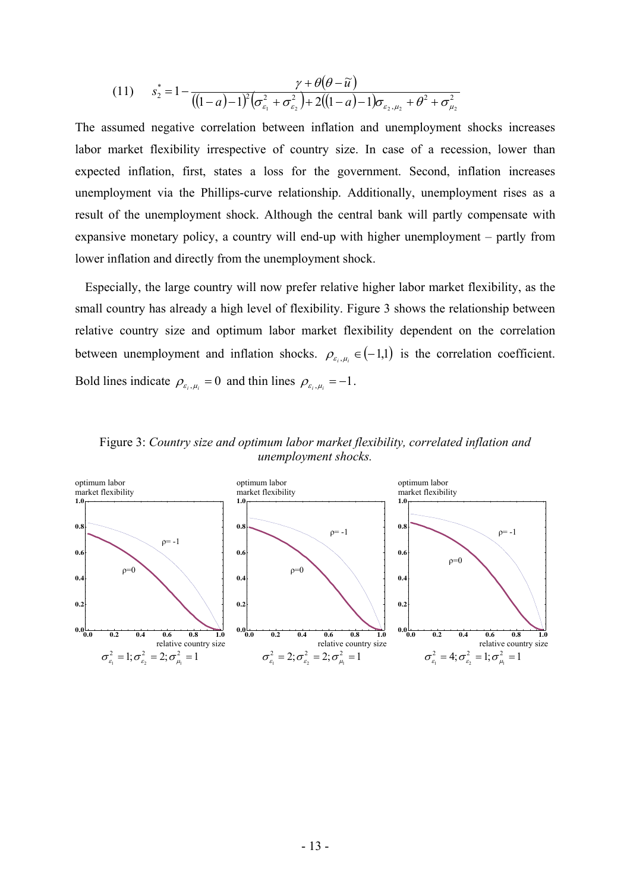$$(11) \qquad s_2^* = 1 - \frac{\gamma + \theta(\theta - \tilde{u})}{((1-a)-1)^2(\sigma_{\varepsilon_1}^2 + \sigma_{\varepsilon_2}^2) + 2((1-a)-1)\sigma_{\varepsilon_2,\mu_2} + \theta^2 + \sigma_{\mu_2}^2}$$

The assumed negative correlation between inflation and unemployment shocks increases labor market flexibility irrespective of country size. In case of a recession, lower than expected inflation, first, states a loss for the government. Second, inflation increases unemployment via the Phillips-curve relationship. Additionally, unemployment rises as a result of the unemployment shock. Although the central bank will partly compensate with expansive monetary policy, a country will end-up with higher unemployment – partly from lower inflation and directly from the unemployment shock.

Especially, the large country will now prefer relative higher labor market flexibility, as the small country has already a high level of flexibility. Figure 3 shows the relationship between relative country size and optimum labor market flexibility dependent on the correlation between unemployment and inflation shocks. $\rho_{\varepsilon_i,\mu_i} \in (-1,1)$ is the correlation coefficient. Bold lines indicate $\rho_{\varepsilon_i,\mu_i} = 0$ and thin lines $\rho_{\varepsilon_i,\mu_i} = -1$.

Figure 3: *Country size and optimum labor market flexibility, correlated inflation and unemployment shocks.*

optimum labor market flexibility
1.0
0.8
0.6
0.4
0.2
0.0
0.0 0.2 0.4 0.6 0.8 1.0
relative country size
ρ= -1
ρ=0
$\sigma_{\varepsilon_1}^2 = 1; \sigma_{\varepsilon_2}^2 = 2; \sigma_{\mu_1}^2 = 1$

optimum labor market flexibility
1.0
0.8
0.6
0.4
0.2
0.0
0.0 0.2 0.4 0.6 0.8 1.0
relative country size
ρ= -1
ρ=0
$\sigma_{\varepsilon_1}^2 = 2; \sigma_{\varepsilon_2}^2 = 2; \sigma_{\mu_1}^2 = 1$

optimum labor market flexibility
1.0
0.8
0.6
0.4
0.2
0.0
0.0 0.2 0.4 0.6 0.8 1.0
relative country size
ρ= -1
ρ=0
$\sigma_{\varepsilon_1}^2 = 4; \sigma_{\varepsilon_2}^2 = 1; \sigma_{\mu_1}^2 = 1$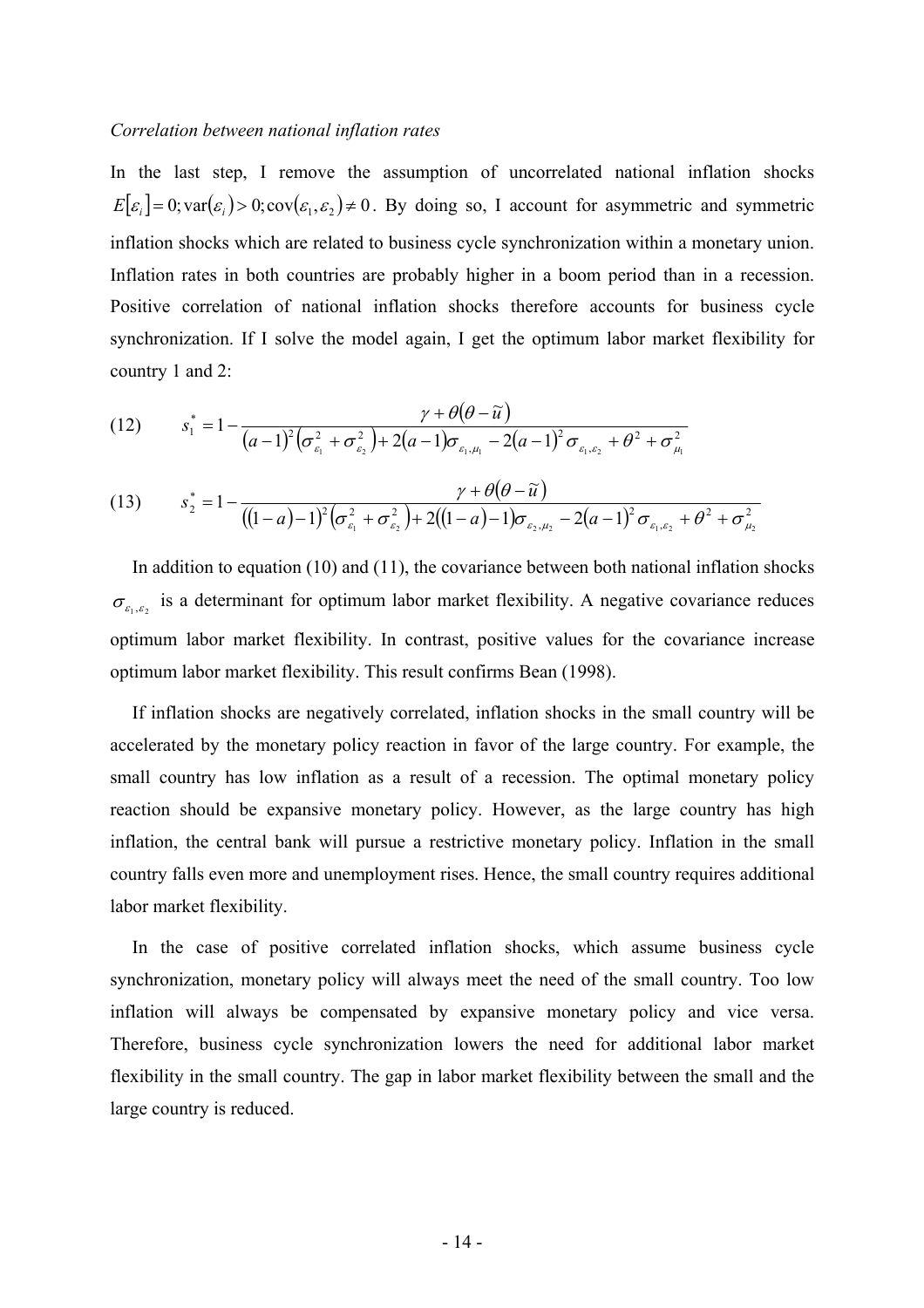*Correlation between national inflation rates*

In the last step, I remove the assumption of uncorrelated national inflation shocks $E[\varepsilon_i]=0; \text{var}(\varepsilon_i)>0; \text{cov}(\varepsilon_1,\varepsilon_2)\neq 0$. By doing so, I account for asymmetric and symmetric inflation shocks which are related to business cycle synchronization within a monetary union. Inflation rates in both countries are probably higher in a boom period than in a recession. Positive correlation of national inflation shocks therefore accounts for business cycle synchronization. If I solve the model again, I get the optimum labor market flexibility for country 1 and 2:

$$s_1^* = 1 - \frac{\gamma + \theta(\theta - \tilde{u})}{(a-1)^2(\sigma_{\varepsilon_1}^2 + \sigma_{\varepsilon_2}^2) + 2(a-1)\sigma_{\varepsilon_1,\mu_1} - 2(a-1)^2\sigma_{\varepsilon_1,\varepsilon_2} + \theta^2 + \sigma_{\mu_1}^2} \tag{12}$$

$$s_2^* = 1 - \frac{\gamma + \theta(\theta - \tilde{u})}{((1-a)-1)^2(\sigma_{\varepsilon_1}^2 + \sigma_{\varepsilon_2}^2) + 2((1-a)-1)\sigma_{\varepsilon_2,\mu_2} - 2(a-1)^2\sigma_{\varepsilon_1,\varepsilon_2} + \theta^2 + \sigma_{\mu_2}^2} \tag{13}$$

In addition to equation (10) and (11), the covariance between both national inflation shocks $\sigma_{\varepsilon_1,\varepsilon_2}$ is a determinant for optimum labor market flexibility. A negative covariance reduces optimum labor market flexibility. In contrast, positive values for the covariance increase optimum labor market flexibility. This result confirms Bean (1998).

If inflation shocks are negatively correlated, inflation shocks in the small country will be accelerated by the monetary policy reaction in favor of the large country. For example, the small country has low inflation as a result of a recession. The optimal monetary policy reaction should be expansive monetary policy. However, as the large country has high inflation, the central bank will pursue a restrictive monetary policy. Inflation in the small country falls even more and unemployment rises. Hence, the small country requires additional labor market flexibility.

In the case of positive correlated inflation shocks, which assume business cycle synchronization, monetary policy will always meet the need of the small country. Too low inflation will always be compensated by expansive monetary policy and vice versa. Therefore, business cycle synchronization lowers the need for additional labor market flexibility in the small country. The gap in labor market flexibility between the small and the large country is reduced.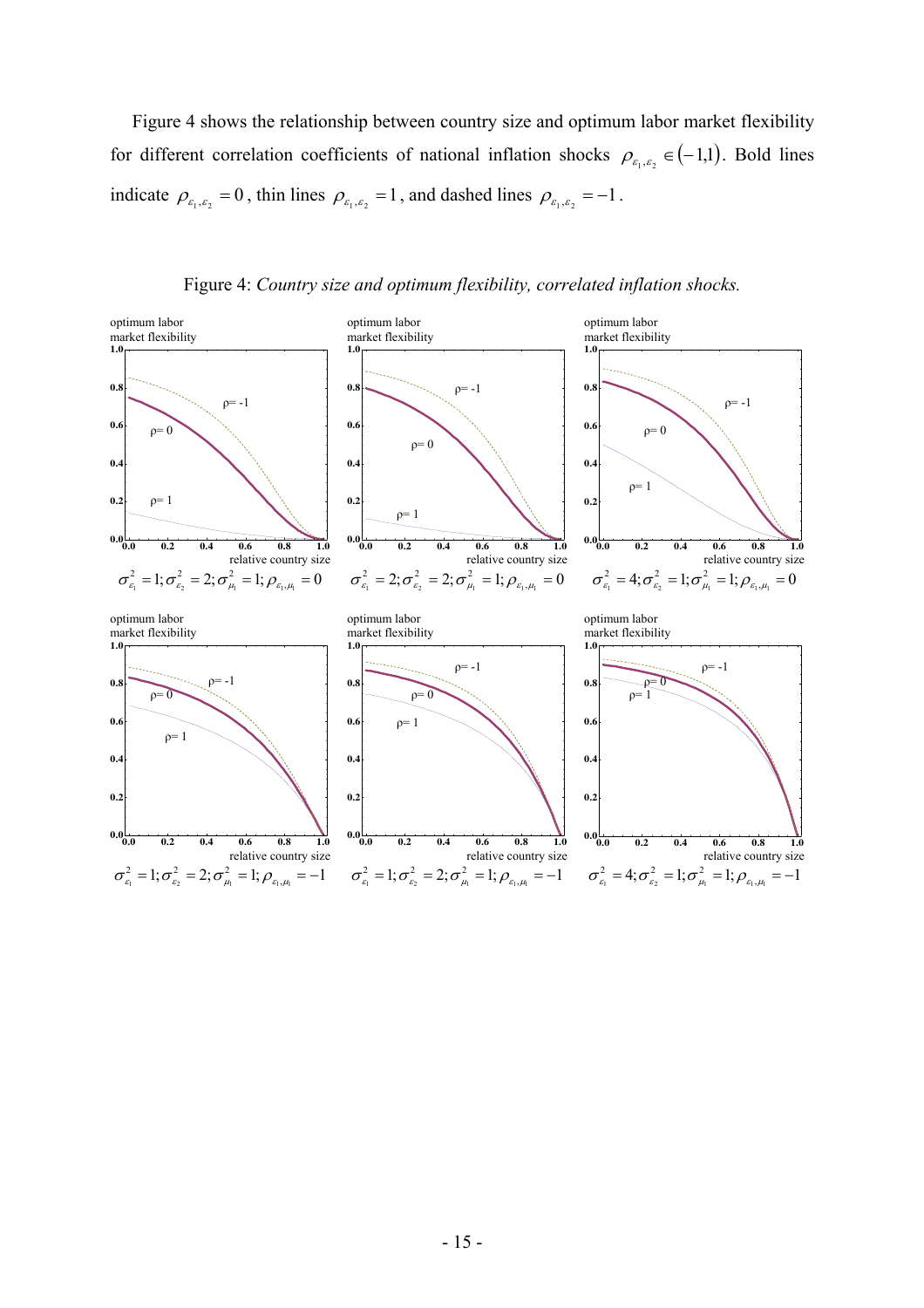Figure 4 shows the relationship between country size and optimum labor market flexibility for different correlation coefficients of national inflation shocks $\rho_{\varepsilon_1,\varepsilon_2} \in (-1,1)$. Bold lines indicate $\rho_{\varepsilon_1,\varepsilon_2} = 0$, thin lines $\rho_{\varepsilon_1,\varepsilon_2} = 1$, and dashed lines $\rho_{\varepsilon_1,\varepsilon_2} = -1$.

Figure 4: *Country size and optimum flexibility, correlated inflation shocks.*

optimum labor market flexibility
1.0
0.8
0.6
0.4
0.2
0.0
0.0 0.2 0.4 0.6 0.8 1.0
relative country size
ρ= -1
ρ= 0
ρ= 1
$\sigma^2_{\varepsilon_1} = 1; \sigma^2_{\varepsilon_2} = 2; \sigma^2_{\mu_1} = 1; \rho_{\varepsilon_1,\mu_1} = 0$

optimum labor market flexibility
1.0
0.8
0.6
0.4
0.2
0.0
0.0 0.2 0.4 0.6 0.8 1.0
relative country size
ρ= -1
ρ= 0
ρ= 1
$\sigma^2_{\varepsilon_1} = 2; \sigma^2_{\varepsilon_2} = 2; \sigma^2_{\mu_1} = 1; \rho_{\varepsilon_1,\mu_1} = 0$

optimum labor market flexibility
1.0
0.8
0.6
0.4
0.2
0.0
0.0 0.2 0.4 0.6 0.8 1.0
relative country size
ρ= -1
ρ= 0
ρ= 1
$\sigma^2_{\varepsilon_1} = 4; \sigma^2_{\varepsilon_2} = 1; \sigma^2_{\mu_1} = 1; \rho_{\varepsilon_1,\mu_1} = 0$

optimum labor market flexibility
1.0
0.8
0.6
0.4
0.2
0.0
0.0 0.2 0.4 0.6 0.8 1.0
relative country size
ρ= -1
ρ= 0
ρ= 1
$\sigma^2_{\varepsilon_1} = 1; \sigma^2_{\varepsilon_2} = 2; \sigma^2_{\mu_1} = 1; \rho_{\varepsilon_1,\mu_1} = -1$

optimum labor market flexibility
1.0
0.8
0.6
0.4
0.2
0.0
0.0 0.2 0.4 0.6 0.8 1.0
relative country size
ρ= -1
ρ= 0
ρ= 1
$\sigma^2_{\varepsilon_1} = 1; \sigma^2_{\varepsilon_2} = 2; \sigma^2_{\mu_1} = 1; \rho_{\varepsilon_1,\mu_1} = -1$

optimum labor market flexibility
1.0
0.8
0.6
0.4
0.2
0.0
0.0 0.2 0.4 0.6 0.8 1.0
relative country size
ρ= -1
ρ= 0
ρ= 1
$\sigma^2_{\varepsilon_1} = 4; \sigma^2_{\varepsilon_2} = 1; \sigma^2_{\mu_1} = 1; \rho_{\varepsilon_1,\mu_1} = -1$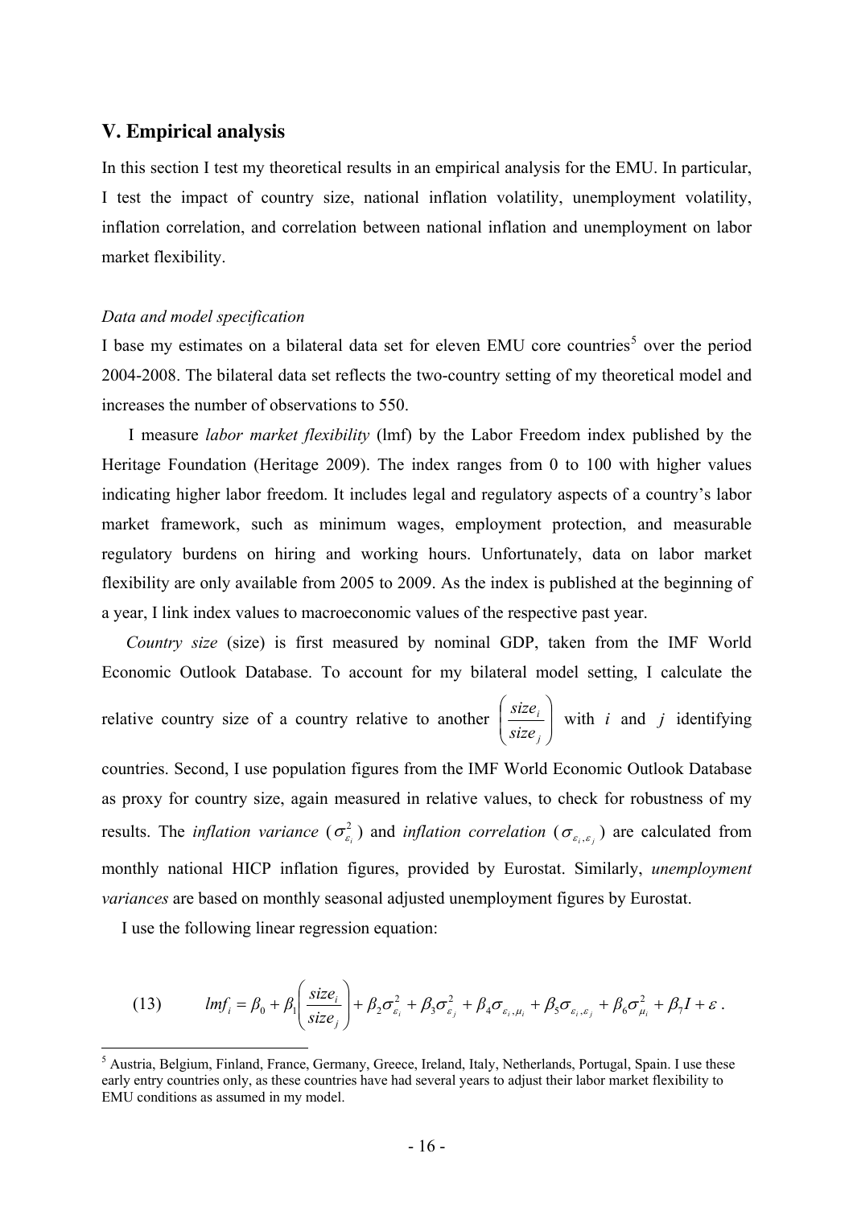## V. Empirical analysis

In this section I test my theoretical results in an empirical analysis for the EMU. In particular, I test the impact of country size, national inflation volatility, unemployment volatility, inflation correlation, and correlation between national inflation and unemployment on labor market flexibility.

*Data and model specification*

I base my estimates on a bilateral data set for eleven EMU core countries[5] over the period 2004-2008. The bilateral data set reflects the two-country setting of my theoretical model and increases the number of observations to 550.

I measure *labor market flexibility* (lmf) by the Labor Freedom index published by the Heritage Foundation (Heritage 2009). The index ranges from 0 to 100 with higher values indicating higher labor freedom. It includes legal and regulatory aspects of a country's labor market framework, such as minimum wages, employment protection, and measurable regulatory burdens on hiring and working hours. Unfortunately, data on labor market flexibility are only available from 2005 to 2009. As the index is published at the beginning of a year, I link index values to macroeconomic values of the respective past year.

*Country size* (size) is first measured by nominal GDP, taken from the IMF World Economic Outlook Database. To account for my bilateral model setting, I calculate the relative country size of a country relative to another $\left(\frac{size_i}{size_j}\right)$ with $i$ and $j$ identifying countries. Second, I use population figures from the IMF World Economic Outlook Database as proxy for country size, again measured in relative values, to check for robustness of my results. The *inflation variance* ($\sigma^2_{\varepsilon_i}$) and *inflation correlation* ($\sigma_{\varepsilon_i,\varepsilon_j}$) are calculated from monthly national HICP inflation figures, provided by Eurostat. Similarly, *unemployment variances* are based on monthly seasonal adjusted unemployment figures by Eurostat.

I use the following linear regression equation:

$$lmf_i = \beta_0 + \beta_1\left(\frac{size_i}{size_j}\right) + \beta_2\sigma^2_{\varepsilon_i} + \beta_3\sigma^2_{\varepsilon_j} + \beta_4\sigma_{\varepsilon_i,\mu_i} + \beta_5\sigma_{\varepsilon_i,\varepsilon_j} + \beta_6\sigma^2_{\mu_i} + \beta_7 I + \varepsilon\,. \tag{13}$$

[5] Austria, Belgium, Finland, France, Germany, Greece, Ireland, Italy, Netherlands, Portugal, Spain. I use these early entry countries only, as these countries have had several years to adjust their labor market flexibility to EMU conditions as assumed in my model.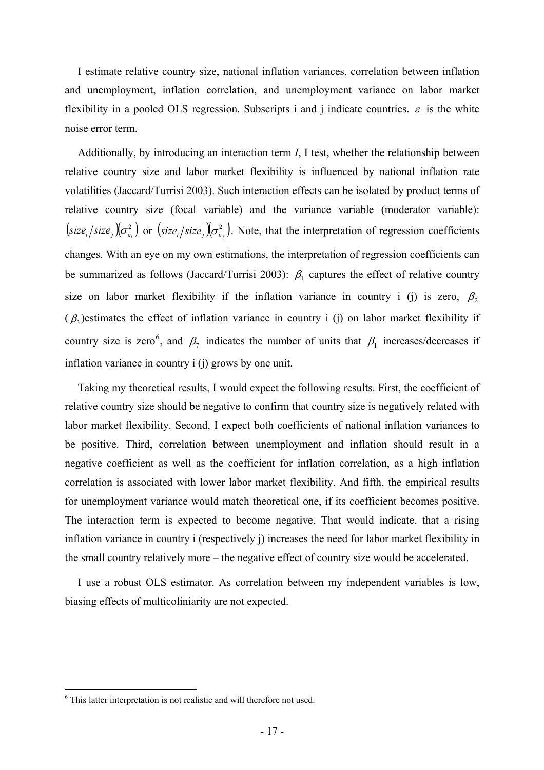I estimate relative country size, national inflation variances, correlation between inflation and unemployment, inflation correlation, and unemployment variance on labor market flexibility in a pooled OLS regression. Subscripts i and j indicate countries. $\varepsilon$ is the white noise error term.

Additionally, by introducing an interaction term $I$, I test, whether the relationship between relative country size and labor market flexibility is influenced by national inflation rate volatilities (Jaccard/Turrisi 2003). Such interaction effects can be isolated by product terms of relative country size (focal variable) and the variance variable (moderator variable): $\left(size_i/size_j\right)\left(\sigma^2_{\varepsilon_i}\right)$ or $\left(size_i/size_j\right)\left(\sigma^2_{\varepsilon_j}\right)$. Note, that the interpretation of regression coefficients changes. With an eye on my own estimations, the interpretation of regression coefficients can be summarized as follows (Jaccard/Turrisi 2003): $\beta_1$ captures the effect of relative country size on labor market flexibility if the inflation variance in country i (j) is zero, $\beta_2$ ($\beta_3$)estimates the effect of inflation variance in country i (j) on labor market flexibility if country size is zero[6], and $\beta_7$ indicates the number of units that $\beta_1$ increases/decreases if inflation variance in country i (j) grows by one unit.

Taking my theoretical results, I would expect the following results. First, the coefficient of relative country size should be negative to confirm that country size is negatively related with labor market flexibility. Second, I expect both coefficients of national inflation variances to be positive. Third, correlation between unemployment and inflation should result in a negative coefficient as well as the coefficient for inflation correlation, as a high inflation correlation is associated with lower labor market flexibility. And fifth, the empirical results for unemployment variance would match theoretical one, if its coefficient becomes positive. The interaction term is expected to become negative. That would indicate, that a rising inflation variance in country i (respectively j) increases the need for labor market flexibility in the small country relatively more – the negative effect of country size would be accelerated.

I use a robust OLS estimator. As correlation between my independent variables is low, biasing effects of multicoliniarity are not expected.

[6] This latter interpretation is not realistic and will therefore not used.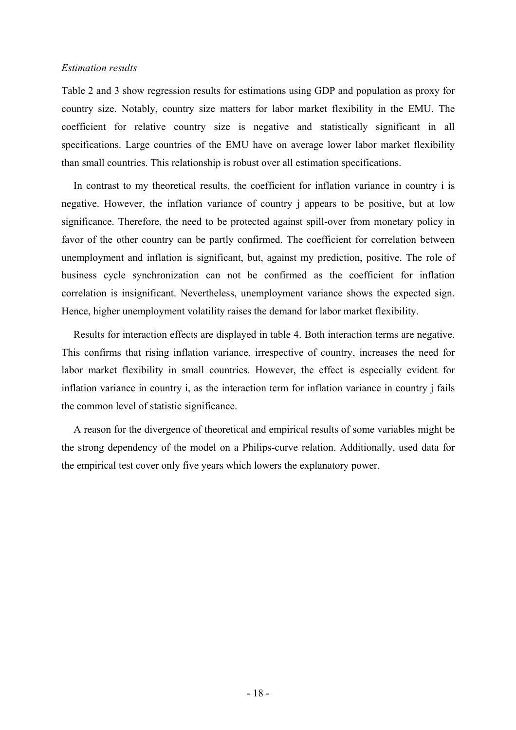*Estimation results*

Table 2 and 3 show regression results for estimations using GDP and population as proxy for country size. Notably, country size matters for labor market flexibility in the EMU. The coefficient for relative country size is negative and statistically significant in all specifications. Large countries of the EMU have on average lower labor market flexibility than small countries. This relationship is robust over all estimation specifications.

In contrast to my theoretical results, the coefficient for inflation variance in country i is negative. However, the inflation variance of country j appears to be positive, but at low significance. Therefore, the need to be protected against spill-over from monetary policy in favor of the other country can be partly confirmed. The coefficient for correlation between unemployment and inflation is significant, but, against my prediction, positive. The role of business cycle synchronization can not be confirmed as the coefficient for inflation correlation is insignificant. Nevertheless, unemployment variance shows the expected sign. Hence, higher unemployment volatility raises the demand for labor market flexibility.

Results for interaction effects are displayed in table 4. Both interaction terms are negative. This confirms that rising inflation variance, irrespective of country, increases the need for labor market flexibility in small countries. However, the effect is especially evident for inflation variance in country i, as the interaction term for inflation variance in country j fails the common level of statistic significance.

A reason for the divergence of theoretical and empirical results of some variables might be the strong dependency of the model on a Philips-curve relation. Additionally, used data for the empirical test cover only five years which lowers the explanatory power.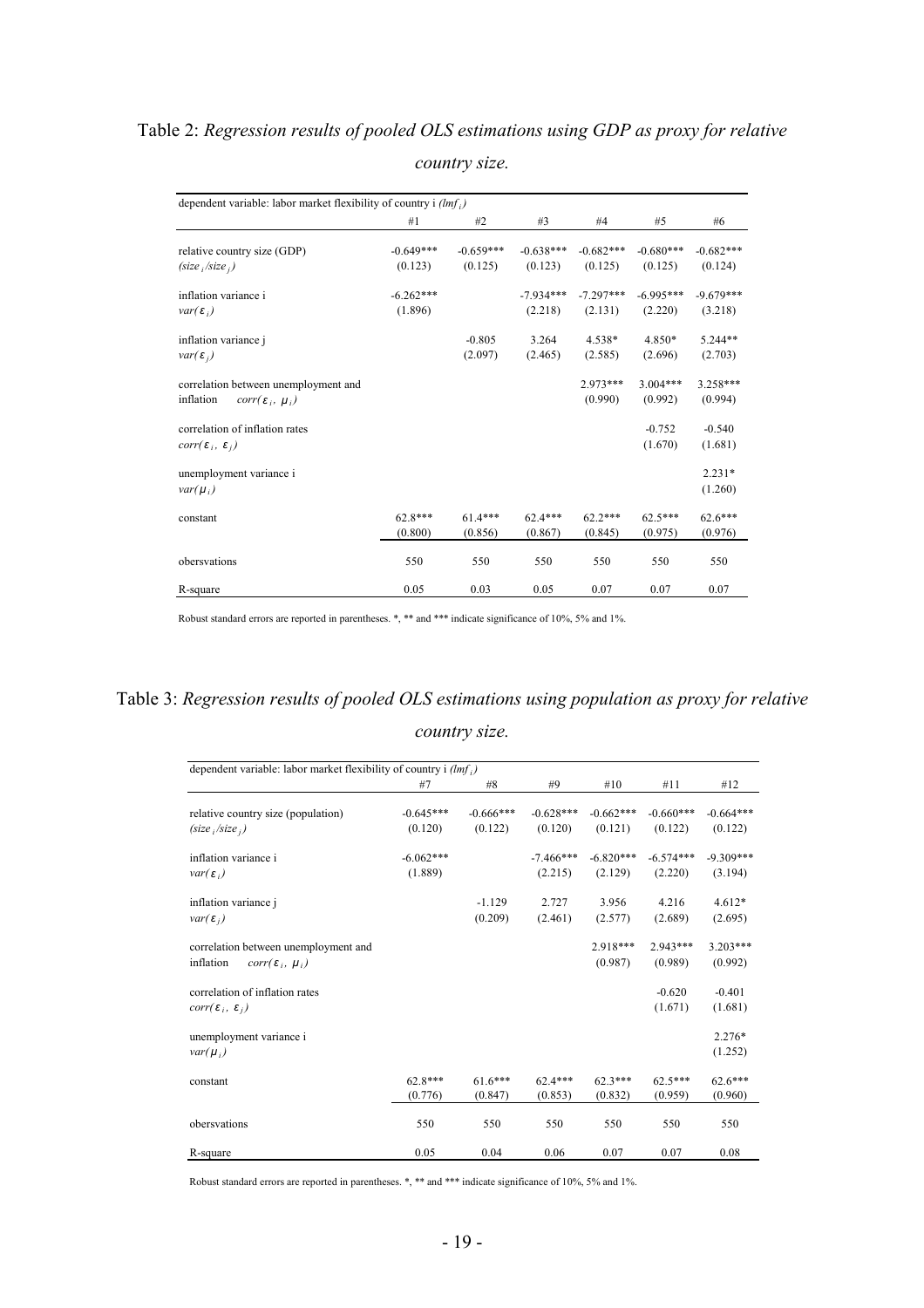Table 2: *Regression results of pooled OLS estimations using GDP as proxy for relative country size.*

| dependent variable: labor market flexibility of country i $(lmf_i)$ | #1 | #2 | #3 | #4 | #5 | #6 |
|---|---|---|---|---|---|---|
| relative country size (GDP) | -0.649*** | -0.659*** | -0.638*** | -0.682*** | -0.680*** | -0.682*** |
| $(size_i/size_j)$ | (0.123) | (0.125) | (0.123) | (0.125) | (0.125) | (0.124) |
| inflation variance i | -6.262*** | | -7.934*** | -7.297*** | -6.995*** | -9.679*** |
| $var(\varepsilon_i)$ | (1.896) | | (2.218) | (2.131) | (2.220) | (3.218) |
| inflation variance j | | -0.805 | 3.264 | 4.538* | 4.850* | 5.244** |
| $var(\varepsilon_j)$ | | (2.097) | (2.465) | (2.585) | (2.696) | (2.703) |
| correlation between unemployment and | | | | 2.973*** | 3.004*** | 3.258*** |
| inflation $corr(\varepsilon_i, \mu_i)$ | | | | (0.990) | (0.992) | (0.994) |
| correlation of inflation rates | | | | | -0.752 | -0.540 |
| $corr(\varepsilon_i, \varepsilon_j)$ | | | | | (1.670) | (1.681) |
| unemployment variance i | | | | | | 2.231* |
| $var(\mu_i)$ | | | | | | (1.260) |
| constant | 62.8*** | 61.4*** | 62.4*** | 62.2*** | 62.5*** | 62.6*** |
| | (0.800) | (0.856) | (0.867) | (0.845) | (0.975) | (0.976) |
| obersvations | 550 | 550 | 550 | 550 | 550 | 550 |
| R-square | 0.05 | 0.03 | 0.05 | 0.07 | 0.07 | 0.07 |

Robust standard errors are reported in parentheses. *, ** and *** indicate significance of 10%, 5% and 1%.

Table 3: *Regression results of pooled OLS estimations using population as proxy for relative country size.*

| dependent variable: labor market flexibility of country i $(lmf_i)$ | #7 | #8 | #9 | #10 | #11 | #12 |
|---|---|---|---|---|---|---|
| relative country size (population) | -0.645*** | -0.666*** | -0.628*** | -0.662*** | -0.660*** | -0.664*** |
| $(size_i/size_j)$ | (0.120) | (0.122) | (0.120) | (0.121) | (0.122) | (0.122) |
| inflation variance i | -6.062*** | | -7.466*** | -6.820*** | -6.574*** | -9.309*** |
| $var(\varepsilon_i)$ | (1.889) | | (2.215) | (2.129) | (2.220) | (3.194) |
| inflation variance j | | -1.129 | 2.727 | 3.956 | 4.216 | 4.612* |
| $var(\varepsilon_j)$ | | (0.209) | (2.461) | (2.577) | (2.689) | (2.695) |
| correlation between unemployment and | | | | 2.918*** | 2.943*** | 3.203*** |
| inflation $corr(\varepsilon_i, \mu_i)$ | | | | (0.987) | (0.989) | (0.992) |
| correlation of inflation rates | | | | | -0.620 | -0.401 |
| $corr(\varepsilon_i, \varepsilon_j)$ | | | | | (1.671) | (1.681) |
| unemployment variance i | | | | | | 2.276* |
| $var(\mu_i)$ | | | | | | (1.252) |
| constant | 62.8*** | 61.6*** | 62.4*** | 62.3*** | 62.5*** | 62.6*** |
| | (0.776) | (0.847) | (0.853) | (0.832) | (0.959) | (0.960) |
| obersvations | 550 | 550 | 550 | 550 | 550 | 550 |
| R-square | 0.05 | 0.04 | 0.06 | 0.07 | 0.07 | 0.08 |

Robust standard errors are reported in parentheses. *, ** and *** indicate significance of 10%, 5% and 1%.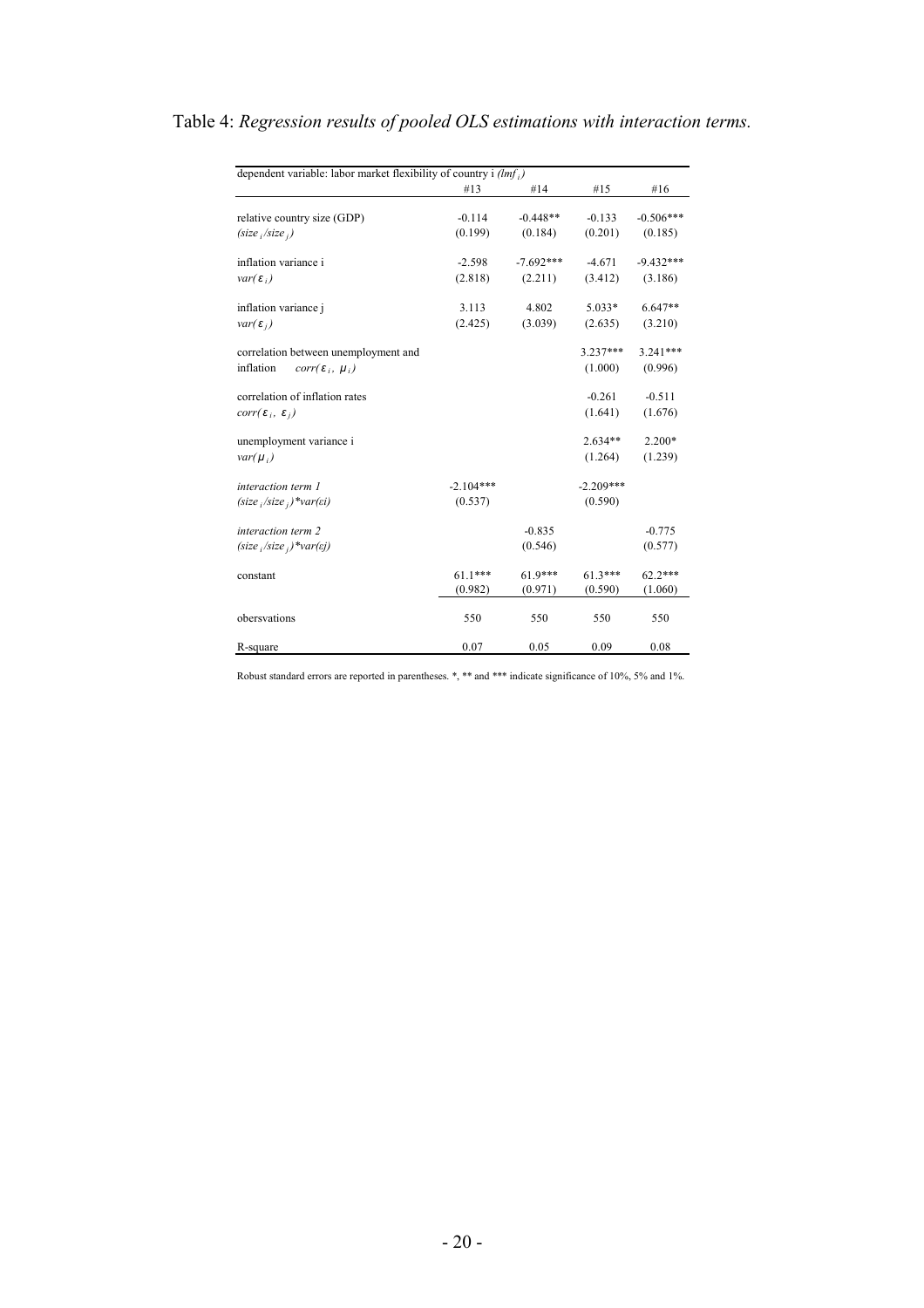Table 4: *Regression results of pooled OLS estimations with interaction terms.*

| dependent variable: labor market flexibility of country i *($lmf_i$)* | #13 | #14 | #15 | #16 |
|---|---|---|---|---|
| relative country size (GDP) | -0.114 | -0.448** | -0.133 | -0.506*** |
| *($size_i/size_j$)* | (0.199) | (0.184) | (0.201) | (0.185) |
| inflation variance i | -2.598 | -7.692*** | -4.671 | -9.432*** |
| *$var(\varepsilon_i)$* | (2.818) | (2.211) | (3.412) | (3.186) |
| inflation variance j | 3.113 | 4.802 | 5.033* | 6.647** |
| *$var(\varepsilon_j)$* | (2.425) | (3.039) | (2.635) | (3.210) |
| correlation between unemployment and | | | 3.237*** | 3.241*** |
| inflation *$corr(\varepsilon_i, \mu_i)$* | | | (1.000) | (0.996) |
| correlation of inflation rates | | | -0.261 | -0.511 |
| *$corr(\varepsilon_i, \varepsilon_j)$* | | | (1.641) | (1.676) |
| unemployment variance i | | | 2.634** | 2.200* |
| *$var(\mu_i)$* | | | (1.264) | (1.239) |
| *interaction term 1* | -2.104*** | | -2.209*** | |
| *($size_i/size_j$)\*$var(\varepsilon i)$* | (0.537) | | (0.590) | |
| *interaction term 2* | | -0.835 | | -0.775 |
| *($size_i/size_j$)\*$var(\varepsilon j)$* | | (0.546) | | (0.577) |
| constant | 61.1*** | 61.9*** | 61.3*** | 62.2*** |
| | (0.982) | (0.971) | (0.590) | (1.060) |
| obersvations | 550 | 550 | 550 | 550 |
| R-square | 0.07 | 0.05 | 0.09 | 0.08 |

Robust standard errors are reported in parentheses. *, ** and *** indicate significance of 10%, 5% and 1%.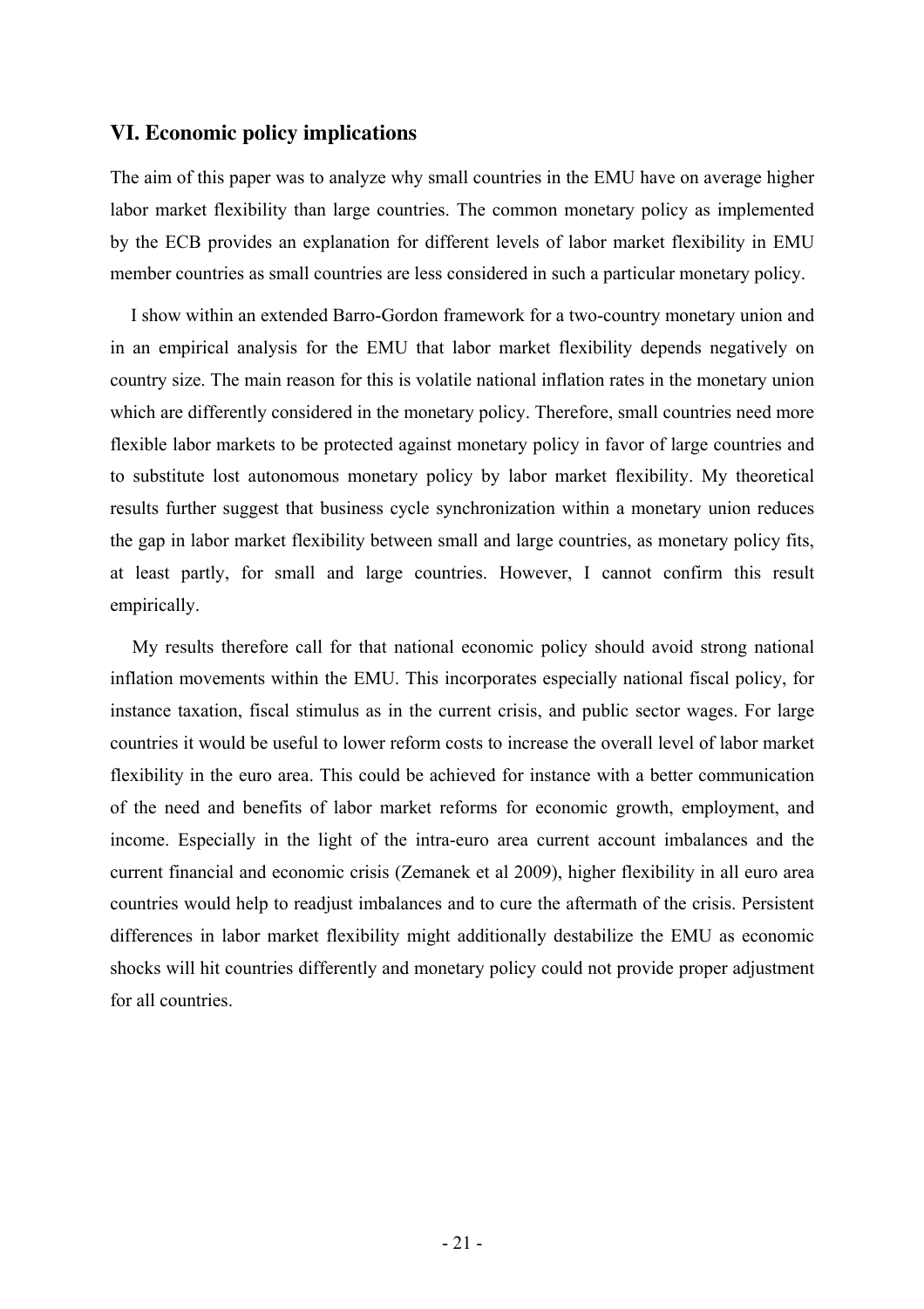## VI. Economic policy implications

The aim of this paper was to analyze why small countries in the EMU have on average higher labor market flexibility than large countries. The common monetary policy as implemented by the ECB provides an explanation for different levels of labor market flexibility in EMU member countries as small countries are less considered in such a particular monetary policy.

I show within an extended Barro-Gordon framework for a two-country monetary union and in an empirical analysis for the EMU that labor market flexibility depends negatively on country size. The main reason for this is volatile national inflation rates in the monetary union which are differently considered in the monetary policy. Therefore, small countries need more flexible labor markets to be protected against monetary policy in favor of large countries and to substitute lost autonomous monetary policy by labor market flexibility. My theoretical results further suggest that business cycle synchronization within a monetary union reduces the gap in labor market flexibility between small and large countries, as monetary policy fits, at least partly, for small and large countries. However, I cannot confirm this result empirically.

My results therefore call for that national economic policy should avoid strong national inflation movements within the EMU. This incorporates especially national fiscal policy, for instance taxation, fiscal stimulus as in the current crisis, and public sector wages. For large countries it would be useful to lower reform costs to increase the overall level of labor market flexibility in the euro area. This could be achieved for instance with a better communication of the need and benefits of labor market reforms for economic growth, employment, and income. Especially in the light of the intra-euro area current account imbalances and the current financial and economic crisis (Zemanek et al 2009), higher flexibility in all euro area countries would help to readjust imbalances and to cure the aftermath of the crisis. Persistent differences in labor market flexibility might additionally destabilize the EMU as economic shocks will hit countries differently and monetary policy could not provide proper adjustment for all countries.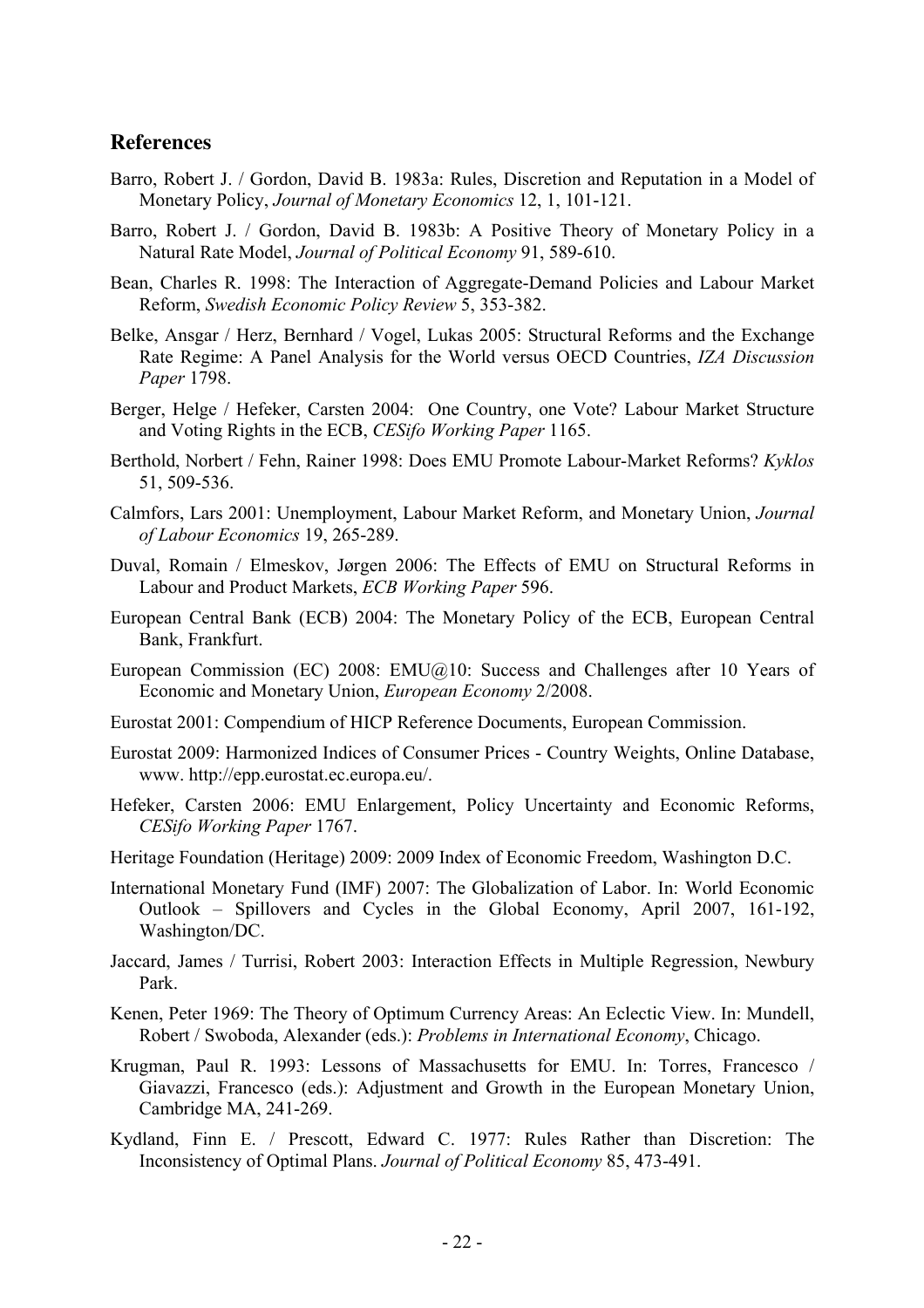## References

Barro, Robert J. / Gordon, David B. 1983a: Rules, Discretion and Reputation in a Model of Monetary Policy, *Journal of Monetary Economics* 12, 1, 101-121.

Barro, Robert J. / Gordon, David B. 1983b: A Positive Theory of Monetary Policy in a Natural Rate Model, *Journal of Political Economy* 91, 589-610.

Bean, Charles R. 1998: The Interaction of Aggregate-Demand Policies and Labour Market Reform, *Swedish Economic Policy Review* 5, 353-382.

Belke, Ansgar / Herz, Bernhard / Vogel, Lukas 2005: Structural Reforms and the Exchange Rate Regime: A Panel Analysis for the World versus OECD Countries, *IZA Discussion Paper* 1798.

Berger, Helge / Hefeker, Carsten 2004: One Country, one Vote? Labour Market Structure and Voting Rights in the ECB, *CESifo Working Paper* 1165.

Berthold, Norbert / Fehn, Rainer 1998: Does EMU Promote Labour-Market Reforms? *Kyklos* 51, 509-536.

Calmfors, Lars 2001: Unemployment, Labour Market Reform, and Monetary Union, *Journal of Labour Economics* 19, 265-289.

Duval, Romain / Elmeskov, Jørgen 2006: The Effects of EMU on Structural Reforms in Labour and Product Markets, *ECB Working Paper* 596.

European Central Bank (ECB) 2004: The Monetary Policy of the ECB, European Central Bank, Frankfurt.

European Commission (EC) 2008: EMU@10: Success and Challenges after 10 Years of Economic and Monetary Union, *European Economy* 2/2008.

Eurostat 2001: Compendium of HICP Reference Documents, European Commission.

Eurostat 2009: Harmonized Indices of Consumer Prices - Country Weights, Online Database, www. http://epp.eurostat.ec.europa.eu/.

Hefeker, Carsten 2006: EMU Enlargement, Policy Uncertainty and Economic Reforms, *CESifo Working Paper* 1767.

Heritage Foundation (Heritage) 2009: 2009 Index of Economic Freedom, Washington D.C.

International Monetary Fund (IMF) 2007: The Globalization of Labor. In: World Economic Outlook – Spillovers and Cycles in the Global Economy, April 2007, 161-192, Washington/DC.

Jaccard, James / Turrisi, Robert 2003: Interaction Effects in Multiple Regression, Newbury Park.

Kenen, Peter 1969: The Theory of Optimum Currency Areas: An Eclectic View. In: Mundell, Robert / Swoboda, Alexander (eds.): *Problems in International Economy*, Chicago.

Krugman, Paul R. 1993: Lessons of Massachusetts for EMU. In: Torres, Francesco / Giavazzi, Francesco (eds.): Adjustment and Growth in the European Monetary Union, Cambridge MA, 241-269.

Kydland, Finn E. / Prescott, Edward C. 1977: Rules Rather than Discretion: The Inconsistency of Optimal Plans. *Journal of Political Economy* 85, 473-491.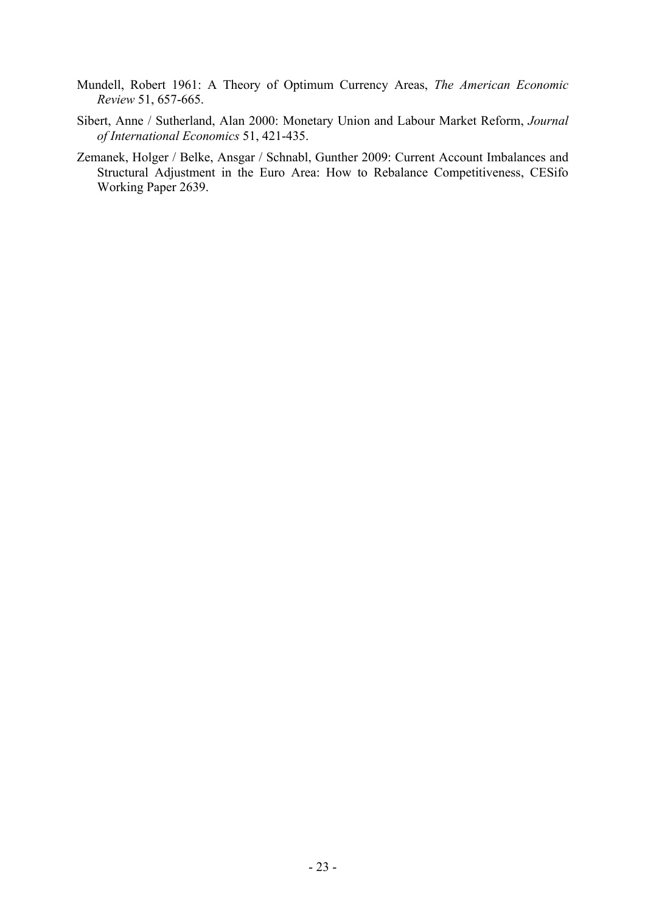Mundell, Robert 1961: A Theory of Optimum Currency Areas, *The American Economic Review* 51, 657-665.

Sibert, Anne / Sutherland, Alan 2000: Monetary Union and Labour Market Reform, *Journal of International Economics* 51, 421-435.

Zemanek, Holger / Belke, Ansgar / Schnabl, Gunther 2009: Current Account Imbalances and Structural Adjustment in the Euro Area: How to Rebalance Competitiveness, CESifo Working Paper 2639.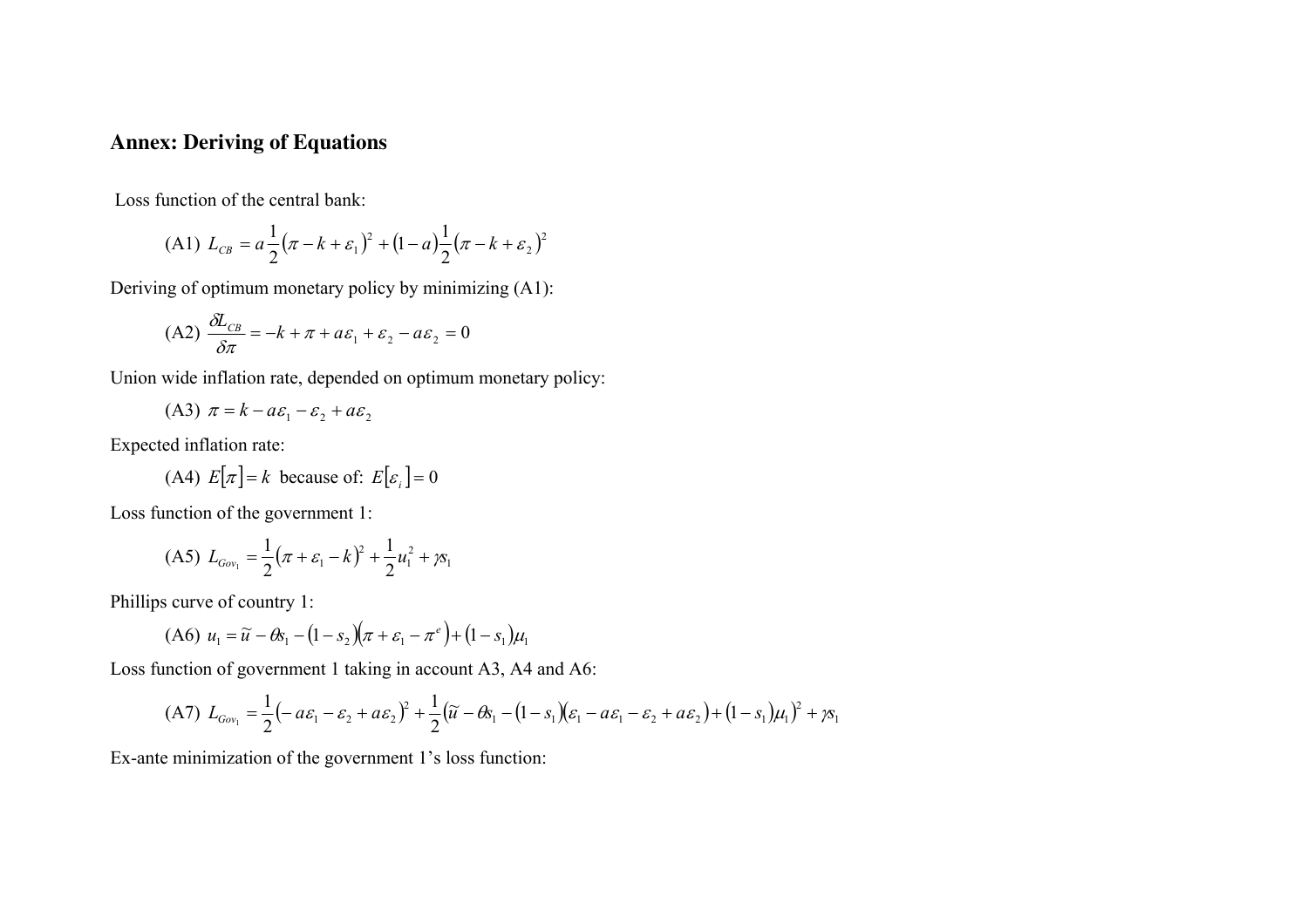## Annex: Deriving of Equations

Loss function of the central bank:

$$\text{(A1)}\ \ L_{CB} = a\frac{1}{2}(\pi - k + \varepsilon_1)^2 + (1-a)\frac{1}{2}(\pi - k + \varepsilon_2)^2$$

Deriving of optimum monetary policy by minimizing (A1):

$$\text{(A2)}\ \ \frac{\delta L_{CB}}{\delta \pi} = -k + \pi + a\varepsilon_1 + \varepsilon_2 - a\varepsilon_2 = 0$$

Union wide inflation rate, depended on optimum monetary policy:

$$\text{(A3)}\ \ \pi = k - a\varepsilon_1 - \varepsilon_2 + a\varepsilon_2$$

Expected inflation rate:

$$\text{(A4)}\ \ E[\pi] = k \text{ because of: } E[\varepsilon_i] = 0$$

Loss function of the government 1:

$$\text{(A5)}\ \ L_{Gov_1} = \frac{1}{2}(\pi + \varepsilon_1 - k)^2 + \frac{1}{2}u_1^2 + \gamma s_1$$

Phillips curve of country 1:

$$\text{(A6)}\ \ u_1 = \tilde{u} - \theta s_1 - (1-s_2)(\pi + \varepsilon_1 - \pi^e) + (1-s_1)\mu_1$$

Loss function of government 1 taking in account A3, A4 and A6:

$$\text{(A7)}\ \ L_{Gov_1} = \frac{1}{2}(-a\varepsilon_1 - \varepsilon_2 + a\varepsilon_2)^2 + \frac{1}{2}(\tilde{u} - \theta s_1 - (1-s_1)(\varepsilon_1 - a\varepsilon_1 - \varepsilon_2 + a\varepsilon_2) + (1-s_1)\mu_1)^2 + \gamma s_1$$

Ex-ante minimization of the government 1's loss function: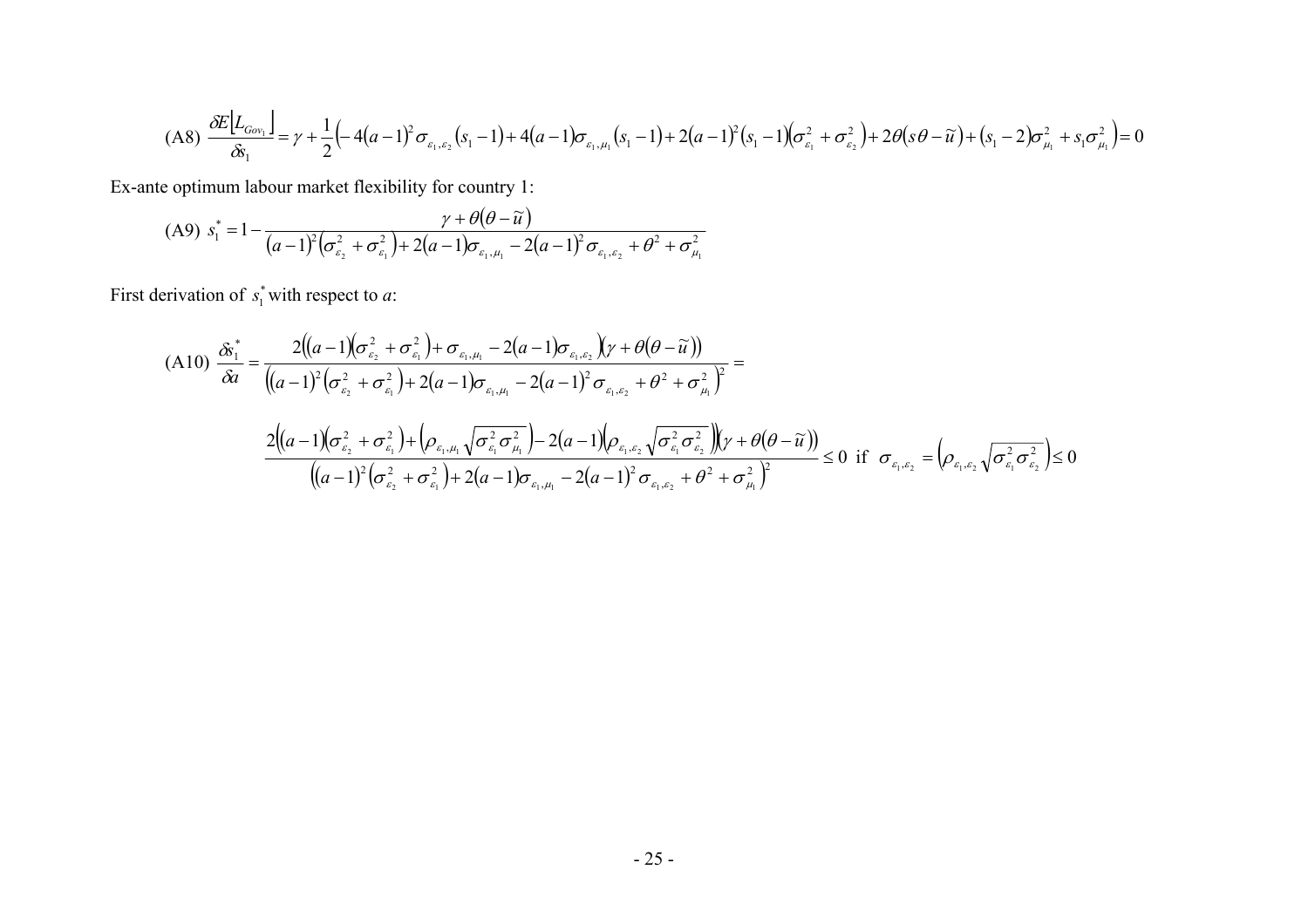$$\text{(A8)} \quad \frac{\delta E\left[L_{Gov_1}\right]}{\delta s_1} = \gamma + \frac{1}{2}\left(-4(a-1)^2 \sigma_{\varepsilon_1,\varepsilon_2}(s_1-1) + 4(a-1)\sigma_{\varepsilon_1,\mu_1}(s_1-1) + 2(a-1)^2(s_1-1)\left(\sigma_{\varepsilon_1}^2 + \sigma_{\varepsilon_2}^2\right) + 2\theta\left(s\theta - \tilde{u}\right) + (s_1-2)\sigma_{\mu_1}^2 + s_1\sigma_{\mu_1}^2\right) = 0$$

Ex-ante optimum labour market flexibility for country 1:

$$\text{(A9)} \quad s_1^* = 1 - \frac{\gamma + \theta\left(\theta - \tilde{u}\right)}{(a-1)^2\left(\sigma_{\varepsilon_2}^2 + \sigma_{\varepsilon_1}^2\right) + 2(a-1)\sigma_{\varepsilon_1,\mu_1} - 2(a-1)^2\sigma_{\varepsilon_1,\varepsilon_2} + \theta^2 + \sigma_{\mu_1}^2}$$

First derivation of $s_1^*$ with respect to *a*:

$$\text{(A10)} \quad \frac{\delta s_1^*}{\delta a} = \frac{2\left((a-1)\left(\sigma_{\varepsilon_2}^2 + \sigma_{\varepsilon_1}^2\right) + \sigma_{\varepsilon_1,\mu_1} - 2(a-1)\sigma_{\varepsilon_1,\varepsilon_2}\right)\left(\gamma + \theta\left(\theta - \tilde{u}\right)\right)}{\left((a-1)^2\left(\sigma_{\varepsilon_2}^2 + \sigma_{\varepsilon_1}^2\right) + 2(a-1)\sigma_{\varepsilon_1,\mu_1} - 2(a-1)^2\sigma_{\varepsilon_1,\varepsilon_2} + \theta^2 + \sigma_{\mu_1}^2\right)^2} =$$

$$\frac{2\left((a-1)\left(\sigma_{\varepsilon_2}^2 + \sigma_{\varepsilon_1}^2\right) + \left(\rho_{\varepsilon_1,\mu_1}\sqrt{\sigma_{\varepsilon_1}^2\sigma_{\mu_1}^2}\right) - 2(a-1)\left(\rho_{\varepsilon_1,\varepsilon_2}\sqrt{\sigma_{\varepsilon_1}^2\sigma_{\varepsilon_2}^2}\right)\right)\left(\gamma + \theta\left(\theta - \tilde{u}\right)\right)}{\left((a-1)^2\left(\sigma_{\varepsilon_2}^2 + \sigma_{\varepsilon_1}^2\right) + 2(a-1)\sigma_{\varepsilon_1,\mu_1} - 2(a-1)^2\sigma_{\varepsilon_1,\varepsilon_2} + \theta^2 + \sigma_{\mu_1}^2\right)^2} \leq 0 \;\text{ if }\; \sigma_{\varepsilon_1,\varepsilon_2} = \left(\rho_{\varepsilon_1,\varepsilon_2}\sqrt{\sigma_{\varepsilon_1}^2\sigma_{\varepsilon_2}^2}\right) \leq 0$$